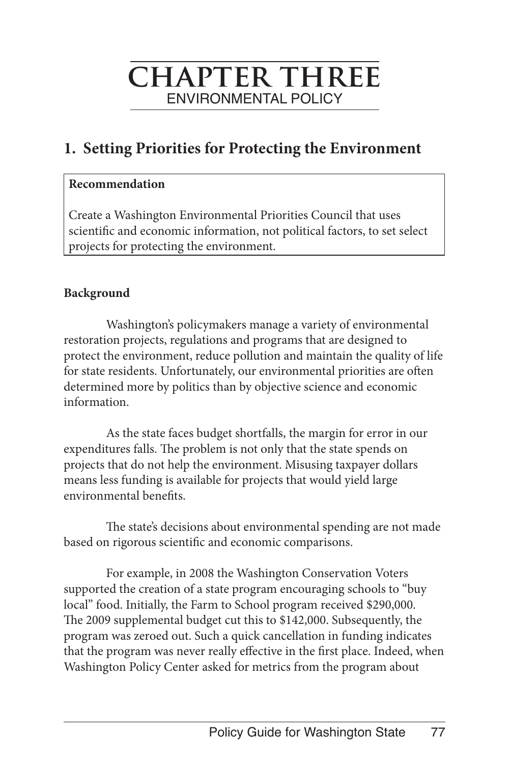# CHAPTER THREE
## ENVIRONMENTAL POLICY

## 1. Setting Priorities for Protecting the Environment

**Recommendation**

Create a Washington Environmental Priorities Council that uses scientific and economic information, not political factors, to set select projects for protecting the environment.

**Background**

Washington's policymakers manage a variety of environmental restoration projects, regulations and programs that are designed to protect the environment, reduce pollution and maintain the quality of life for state residents. Unfortunately, our environmental priorities are often determined more by politics than by objective science and economic information.

As the state faces budget shortfalls, the margin for error in our expenditures falls. The problem is not only that the state spends on projects that do not help the environment. Misusing taxpayer dollars means less funding is available for projects that would yield large environmental benefits.

The state's decisions about environmental spending are not made based on rigorous scientific and economic comparisons.

For example, in 2008 the Washington Conservation Voters supported the creation of a state program encouraging schools to "buy local" food. Initially, the Farm to School program received $290,000. The 2009 supplemental budget cut this to $142,000. Subsequently, the program was zeroed out. Such a quick cancellation in funding indicates that the program was never really effective in the first place. Indeed, when Washington Policy Center asked for metrics from the program about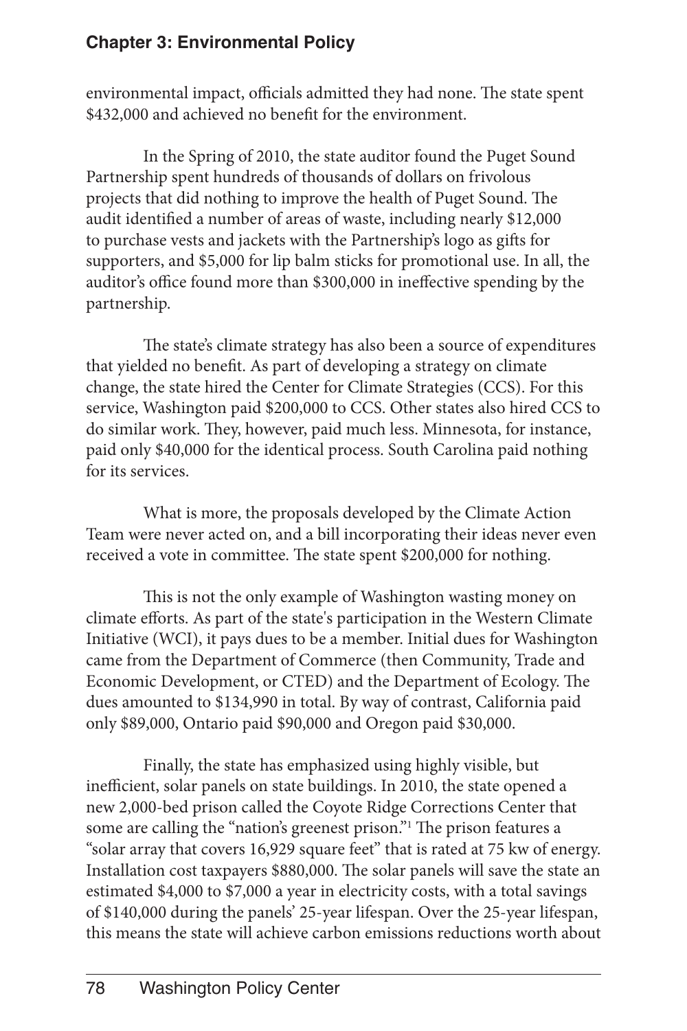environmental impact, officials admitted they had none. The state spent $432,000 and achieved no benefit for the environment.

In the Spring of 2010, the state auditor found the Puget Sound Partnership spent hundreds of thousands of dollars on frivolous projects that did nothing to improve the health of Puget Sound. The audit identified a number of areas of waste, including nearly $12,000 to purchase vests and jackets with the Partnership's logo as gifts for supporters, and $5,000 for lip balm sticks for promotional use. In all, the auditor's office found more than $300,000 in ineffective spending by the partnership.

The state's climate strategy has also been a source of expenditures that yielded no benefit. As part of developing a strategy on climate change, the state hired the Center for Climate Strategies (CCS). For this service, Washington paid $200,000 to CCS. Other states also hired CCS to do similar work. They, however, paid much less. Minnesota, for instance, paid only $40,000 for the identical process. South Carolina paid nothing for its services.

What is more, the proposals developed by the Climate Action Team were never acted on, and a bill incorporating their ideas never even received a vote in committee. The state spent $200,000 for nothing.

This is not the only example of Washington wasting money on climate efforts. As part of the state's participation in the Western Climate Initiative (WCI), it pays dues to be a member. Initial dues for Washington came from the Department of Commerce (then Community, Trade and Economic Development, or CTED) and the Department of Ecology. The dues amounted to $134,990 in total. By way of contrast, California paid only $89,000, Ontario paid $90,000 and Oregon paid $30,000.

Finally, the state has emphasized using highly visible, but inefficient, solar panels on state buildings. In 2010, the state opened a new 2,000-bed prison called the Coyote Ridge Corrections Center that some are calling the "nation's greenest prison."[1] The prison features a "solar array that covers 16,929 square feet" that is rated at 75 kw of energy. Installation cost taxpayers $880,000. The solar panels will save the state an estimated $4,000 to $7,000 a year in electricity costs, with a total savings of $140,000 during the panels' 25-year lifespan. Over the 25-year lifespan, this means the state will achieve carbon emissions reductions worth about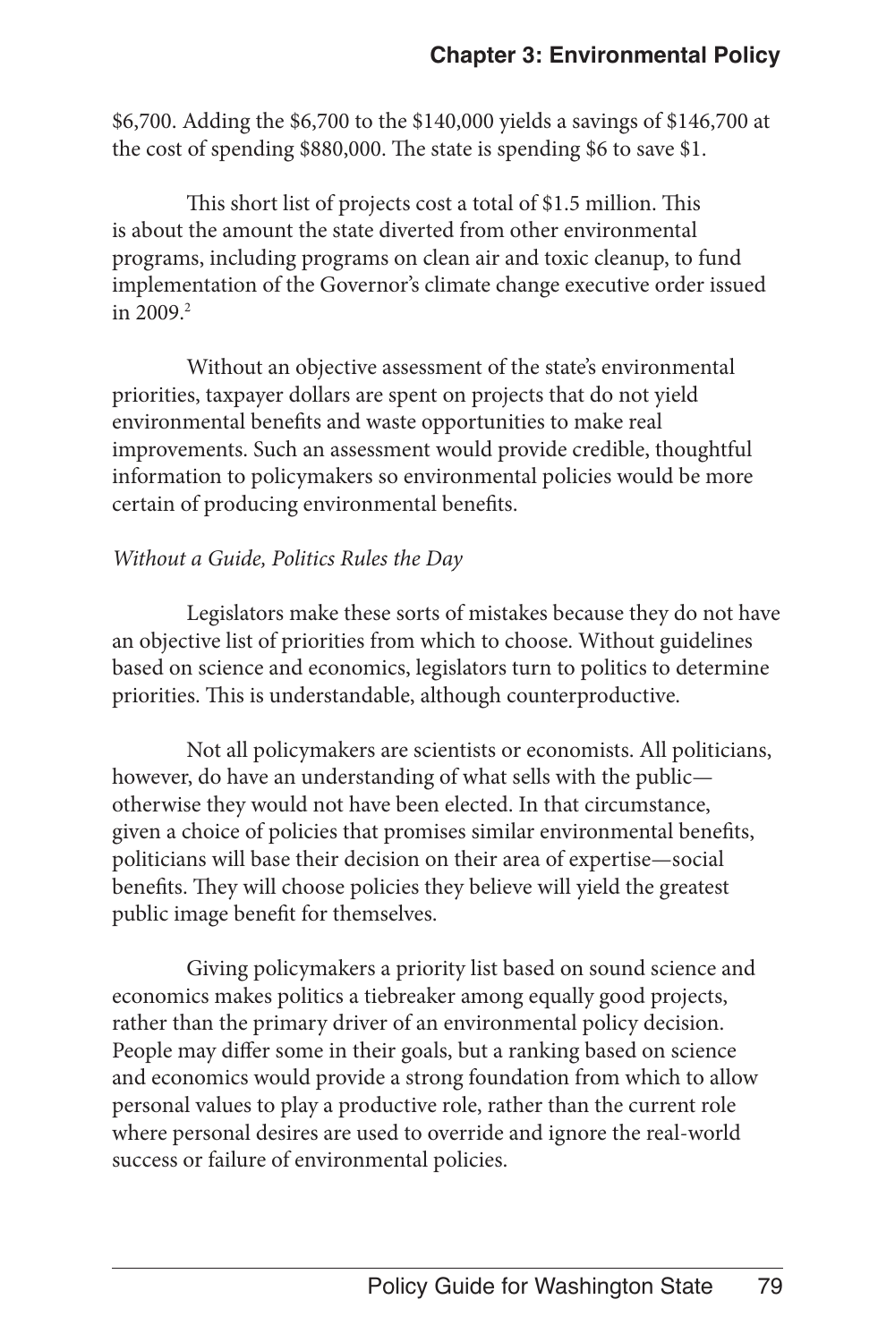$6,700. Adding the $6,700 to the $140,000 yields a savings of $146,700 at the cost of spending $880,000. The state is spending $6 to save $1.

This short list of projects cost a total of $1.5 million. This is about the amount the state diverted from other environmental programs, including programs on clean air and toxic cleanup, to fund implementation of the Governor's climate change executive order issued in 2009.[2]

Without an objective assessment of the state's environmental priorities, taxpayer dollars are spent on projects that do not yield environmental benefits and waste opportunities to make real improvements. Such an assessment would provide credible, thoughtful information to policymakers so environmental policies would be more certain of producing environmental benefits.

*Without a Guide, Politics Rules the Day*

Legislators make these sorts of mistakes because they do not have an objective list of priorities from which to choose. Without guidelines based on science and economics, legislators turn to politics to determine priorities. This is understandable, although counterproductive.

Not all policymakers are scientists or economists. All politicians, however, do have an understanding of what sells with the public—otherwise they would not have been elected. In that circumstance, given a choice of policies that promises similar environmental benefits, politicians will base their decision on their area of expertise—social benefits. They will choose policies they believe will yield the greatest public image benefit for themselves.

Giving policymakers a priority list based on sound science and economics makes politics a tiebreaker among equally good projects, rather than the primary driver of an environmental policy decision. People may differ some in their goals, but a ranking based on science and economics would provide a strong foundation from which to allow personal values to play a productive role, rather than the current role where personal desires are used to override and ignore the real-world success or failure of environmental policies.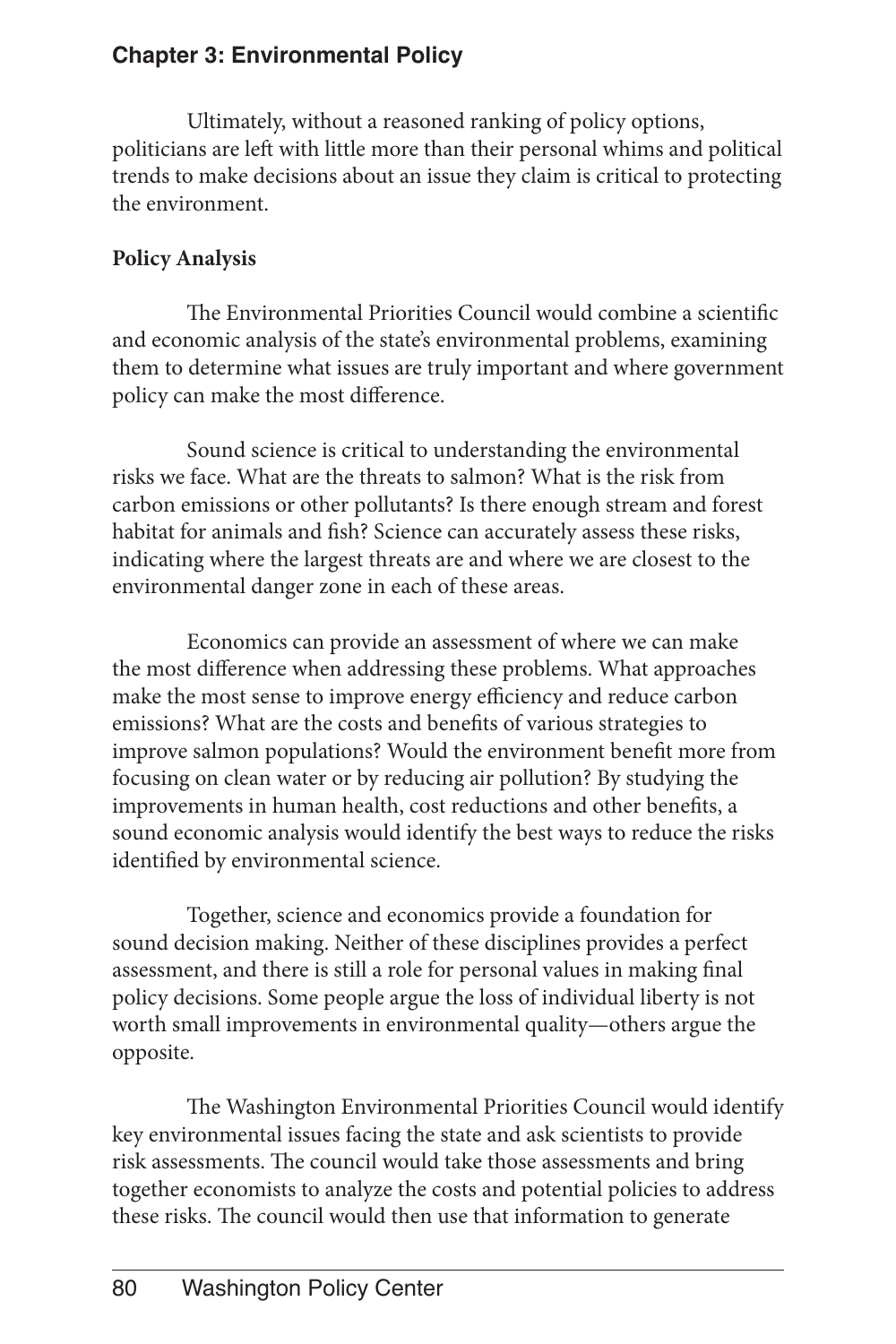Ultimately, without a reasoned ranking of policy options, politicians are left with little more than their personal whims and political trends to make decisions about an issue they claim is critical to protecting the environment.

**Policy Analysis**

The Environmental Priorities Council would combine a scientific and economic analysis of the state's environmental problems, examining them to determine what issues are truly important and where government policy can make the most difference.

Sound science is critical to understanding the environmental risks we face. What are the threats to salmon? What is the risk from carbon emissions or other pollutants? Is there enough stream and forest habitat for animals and fish? Science can accurately assess these risks, indicating where the largest threats are and where we are closest to the environmental danger zone in each of these areas.

Economics can provide an assessment of where we can make the most difference when addressing these problems. What approaches make the most sense to improve energy efficiency and reduce carbon emissions? What are the costs and benefits of various strategies to improve salmon populations? Would the environment benefit more from focusing on clean water or by reducing air pollution? By studying the improvements in human health, cost reductions and other benefits, a sound economic analysis would identify the best ways to reduce the risks identified by environmental science.

Together, science and economics provide a foundation for sound decision making. Neither of these disciplines provides a perfect assessment, and there is still a role for personal values in making final policy decisions. Some people argue the loss of individual liberty is not worth small improvements in environmental quality—others argue the opposite.

The Washington Environmental Priorities Council would identify key environmental issues facing the state and ask scientists to provide risk assessments. The council would take those assessments and bring together economists to analyze the costs and potential policies to address these risks. The council would then use that information to generate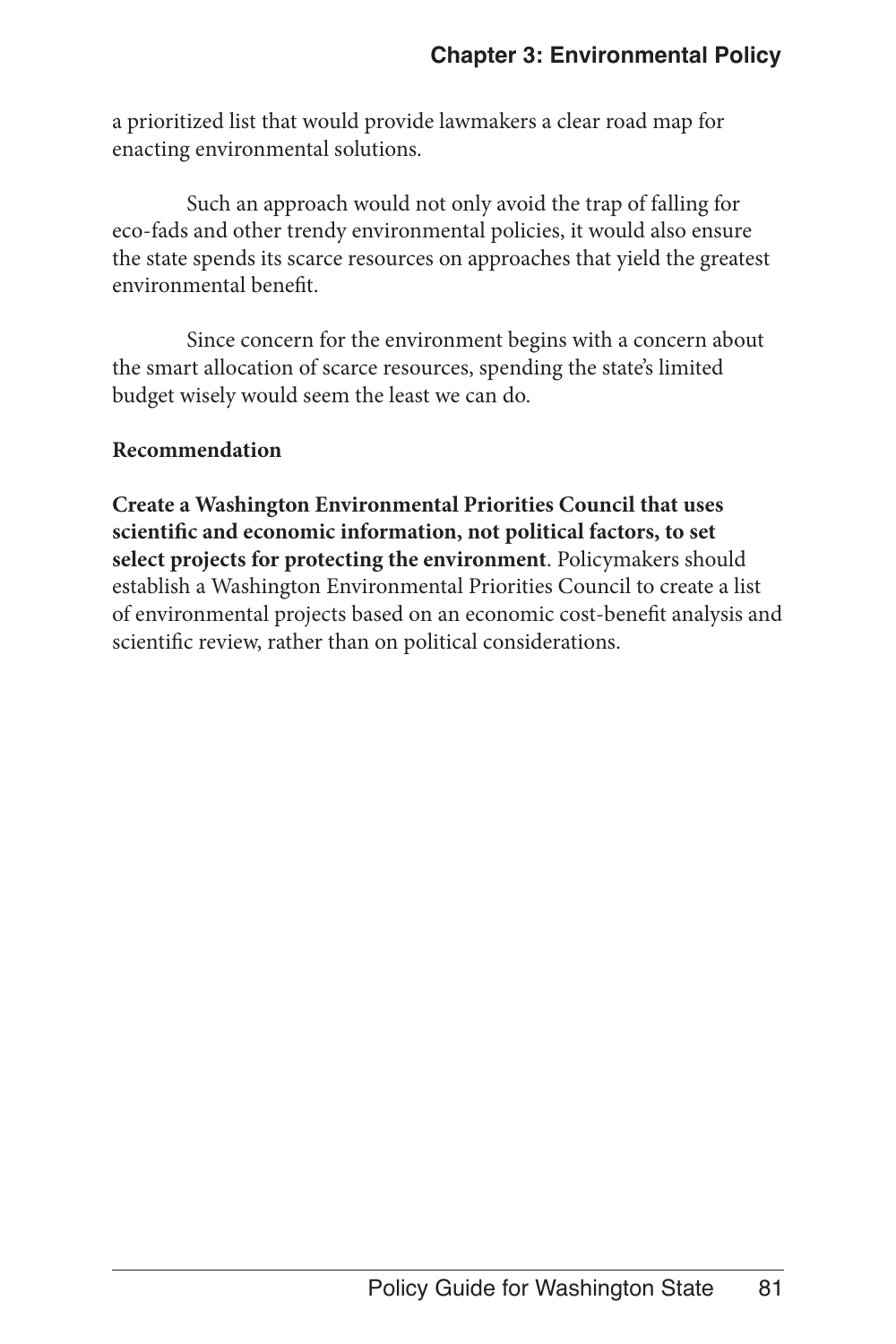a prioritized list that would provide lawmakers a clear road map for enacting environmental solutions.

Such an approach would not only avoid the trap of falling for eco-fads and other trendy environmental policies, it would also ensure the state spends its scarce resources on approaches that yield the greatest environmental benefit.

Since concern for the environment begins with a concern about the smart allocation of scarce resources, spending the state's limited budget wisely would seem the least we can do.

**Recommendation**

**Create a Washington Environmental Priorities Council that uses scientific and economic information, not political factors, to set select projects for protecting the environment**. Policymakers should establish a Washington Environmental Priorities Council to create a list of environmental projects based on an economic cost-benefit analysis and scientific review, rather than on political considerations.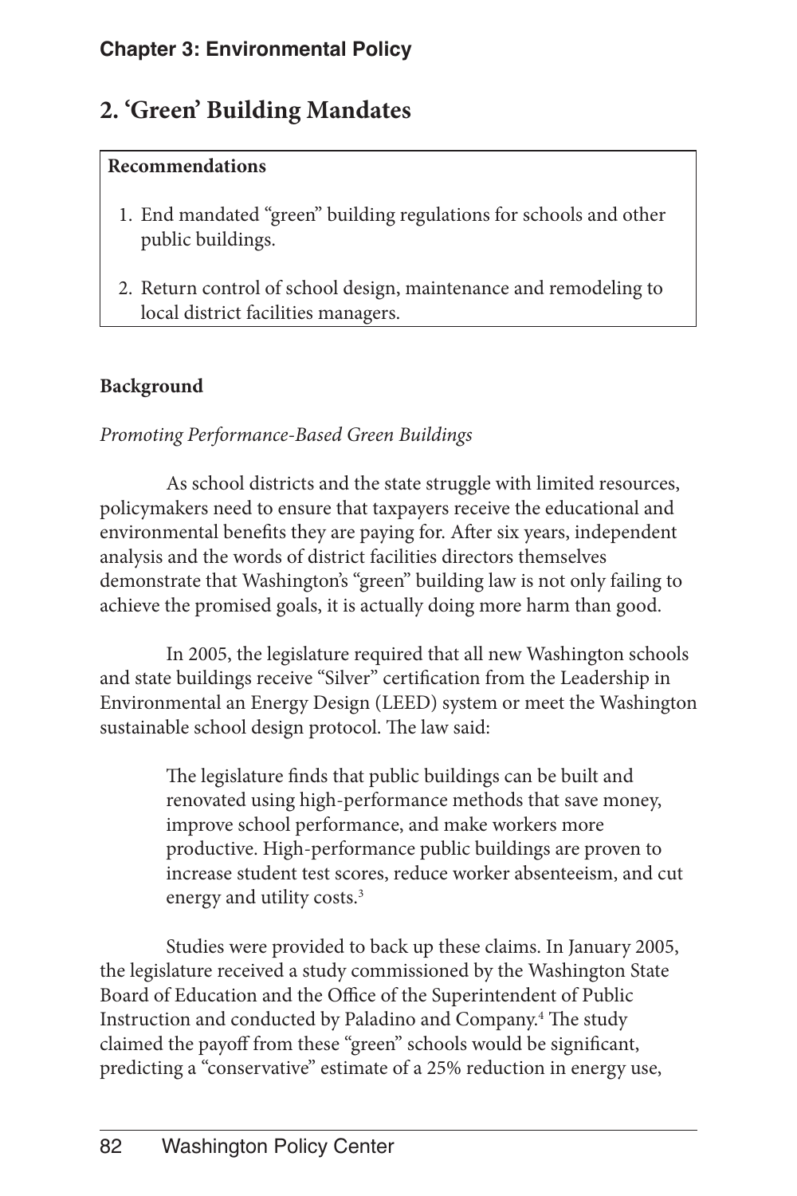## 2. 'Green' Building Mandates

**Recommendations**

1. End mandated "green" building regulations for schools and other public buildings.
2. Return control of school design, maintenance and remodeling to local district facilities managers.

**Background**

*Promoting Performance-Based Green Buildings*

As school districts and the state struggle with limited resources, policymakers need to ensure that taxpayers receive the educational and environmental benefits they are paying for. After six years, independent analysis and the words of district facilities directors themselves demonstrate that Washington's "green" building law is not only failing to achieve the promised goals, it is actually doing more harm than good.

In 2005, the legislature required that all new Washington schools and state buildings receive "Silver" certification from the Leadership in Environmental an Energy Design (LEED) system or meet the Washington sustainable school design protocol. The law said:

> The legislature finds that public buildings can be built and renovated using high-performance methods that save money, improve school performance, and make workers more productive. High-performance public buildings are proven to increase student test scores, reduce worker absenteeism, and cut energy and utility costs.[3]

Studies were provided to back up these claims. In January 2005, the legislature received a study commissioned by the Washington State Board of Education and the Office of the Superintendent of Public Instruction and conducted by Paladino and Company.[4] The study claimed the payoff from these "green" schools would be significant, predicting a "conservative" estimate of a 25% reduction in energy use,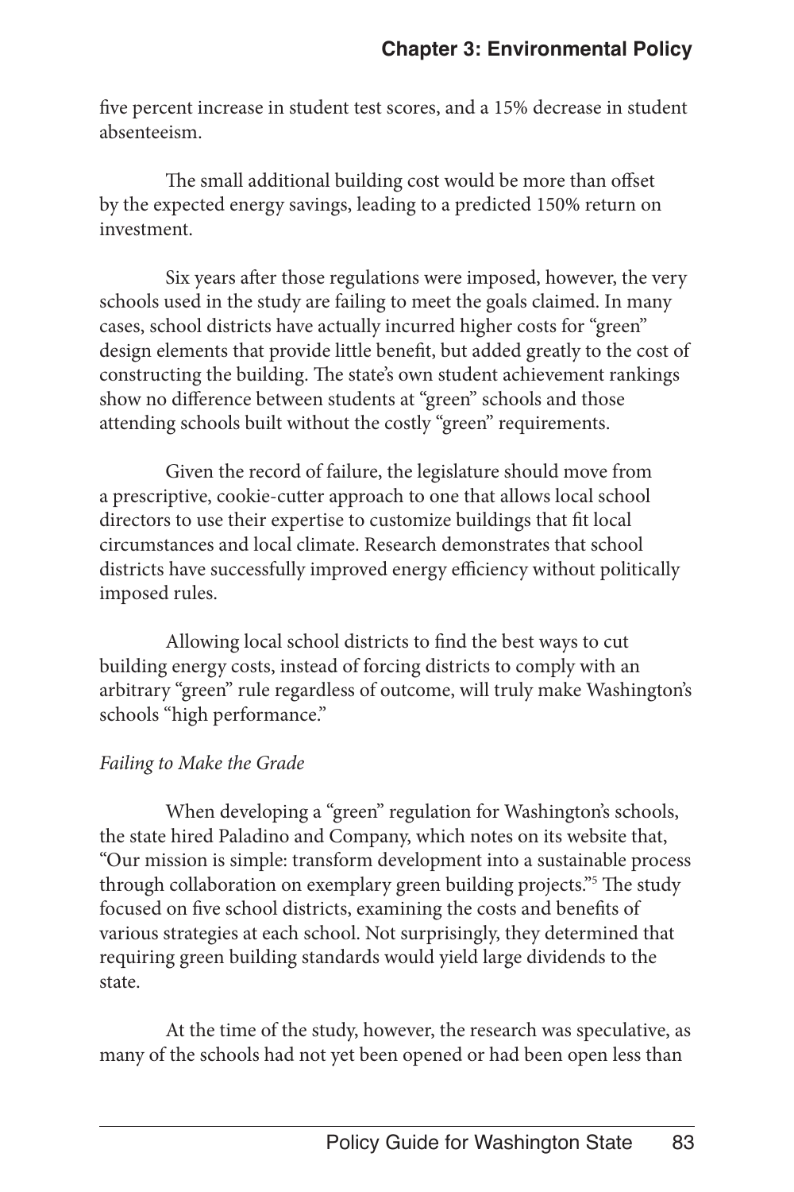five percent increase in student test scores, and a 15% decrease in student absenteeism.

The small additional building cost would be more than offset by the expected energy savings, leading to a predicted 150% return on investment.

Six years after those regulations were imposed, however, the very schools used in the study are failing to meet the goals claimed. In many cases, school districts have actually incurred higher costs for "green" design elements that provide little benefit, but added greatly to the cost of constructing the building. The state's own student achievement rankings show no difference between students at "green" schools and those attending schools built without the costly "green" requirements.

Given the record of failure, the legislature should move from a prescriptive, cookie-cutter approach to one that allows local school directors to use their expertise to customize buildings that fit local circumstances and local climate. Research demonstrates that school districts have successfully improved energy efficiency without politically imposed rules.

Allowing local school districts to find the best ways to cut building energy costs, instead of forcing districts to comply with an arbitrary "green" rule regardless of outcome, will truly make Washington's schools "high performance."

*Failing to Make the Grade*

When developing a "green" regulation for Washington's schools, the state hired Paladino and Company, which notes on its website that, "Our mission is simple: transform development into a sustainable process through collaboration on exemplary green building projects."[5] The study focused on five school districts, examining the costs and benefits of various strategies at each school. Not surprisingly, they determined that requiring green building standards would yield large dividends to the state.

At the time of the study, however, the research was speculative, as many of the schools had not yet been opened or had been open less than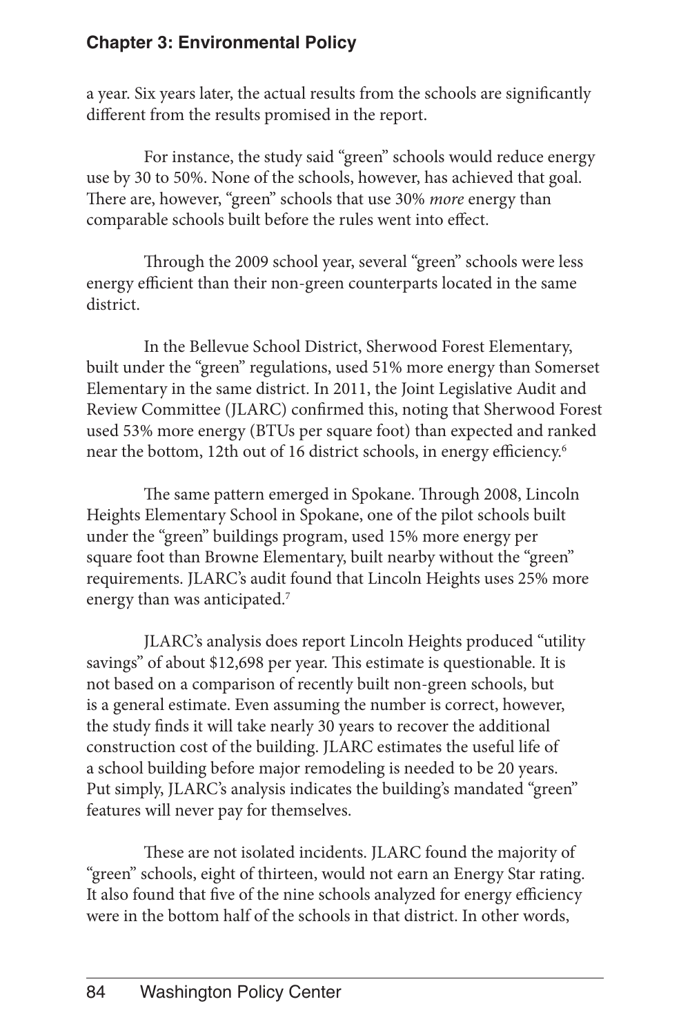a year. Six years later, the actual results from the schools are significantly different from the results promised in the report.

For instance, the study said "green" schools would reduce energy use by 30 to 50%. None of the schools, however, has achieved that goal. There are, however, "green" schools that use 30% *more* energy than comparable schools built before the rules went into effect.

Through the 2009 school year, several "green" schools were less energy efficient than their non-green counterparts located in the same district.

In the Bellevue School District, Sherwood Forest Elementary, built under the "green" regulations, used 51% more energy than Somerset Elementary in the same district. In 2011, the Joint Legislative Audit and Review Committee (JLARC) confirmed this, noting that Sherwood Forest used 53% more energy (BTUs per square foot) than expected and ranked near the bottom, 12th out of 16 district schools, in energy efficiency.[6]

The same pattern emerged in Spokane. Through 2008, Lincoln Heights Elementary School in Spokane, one of the pilot schools built under the "green" buildings program, used 15% more energy per square foot than Browne Elementary, built nearby without the "green" requirements. JLARC's audit found that Lincoln Heights uses 25% more energy than was anticipated.[7]

JLARC's analysis does report Lincoln Heights produced "utility savings" of about $12,698 per year. This estimate is questionable. It is not based on a comparison of recently built non-green schools, but is a general estimate. Even assuming the number is correct, however, the study finds it will take nearly 30 years to recover the additional construction cost of the building. JLARC estimates the useful life of a school building before major remodeling is needed to be 20 years. Put simply, JLARC's analysis indicates the building's mandated "green" features will never pay for themselves.

These are not isolated incidents. JLARC found the majority of "green" schools, eight of thirteen, would not earn an Energy Star rating. It also found that five of the nine schools analyzed for energy efficiency were in the bottom half of the schools in that district. In other words,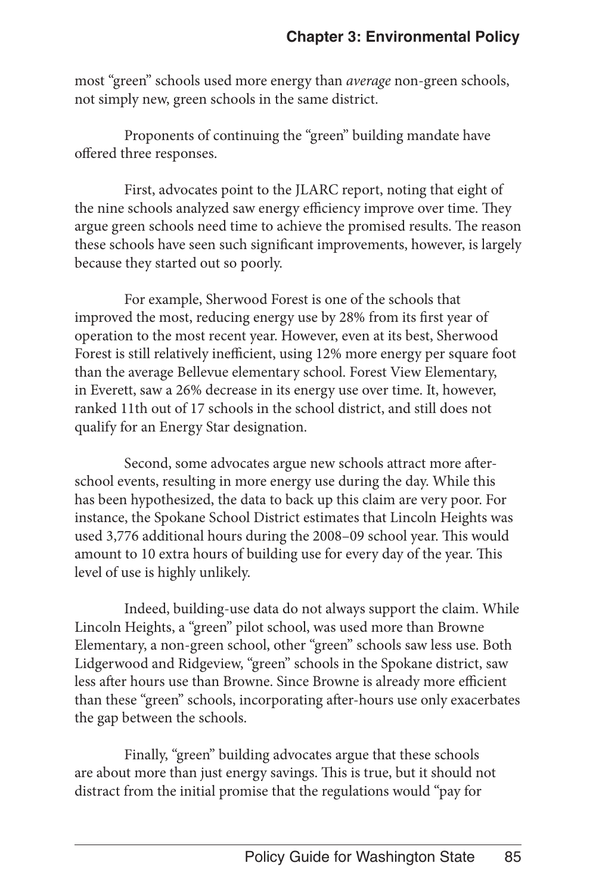most "green" schools used more energy than *average* non-green schools, not simply new, green schools in the same district.

Proponents of continuing the "green" building mandate have offered three responses.

First, advocates point to the JLARC report, noting that eight of the nine schools analyzed saw energy efficiency improve over time. They argue green schools need time to achieve the promised results. The reason these schools have seen such significant improvements, however, is largely because they started out so poorly.

For example, Sherwood Forest is one of the schools that improved the most, reducing energy use by 28% from its first year of operation to the most recent year. However, even at its best, Sherwood Forest is still relatively inefficient, using 12% more energy per square foot than the average Bellevue elementary school. Forest View Elementary, in Everett, saw a 26% decrease in its energy use over time. It, however, ranked 11th out of 17 schools in the school district, and still does not qualify for an Energy Star designation.

Second, some advocates argue new schools attract more after-school events, resulting in more energy use during the day. While this has been hypothesized, the data to back up this claim are very poor. For instance, the Spokane School District estimates that Lincoln Heights was used 3,776 additional hours during the 2008–09 school year. This would amount to 10 extra hours of building use for every day of the year. This level of use is highly unlikely.

Indeed, building-use data do not always support the claim. While Lincoln Heights, a "green" pilot school, was used more than Browne Elementary, a non-green school, other "green" schools saw less use. Both Lidgerwood and Ridgeview, "green" schools in the Spokane district, saw less after hours use than Browne. Since Browne is already more efficient than these "green" schools, incorporating after-hours use only exacerbates the gap between the schools.

Finally, "green" building advocates argue that these schools are about more than just energy savings. This is true, but it should not distract from the initial promise that the regulations would "pay for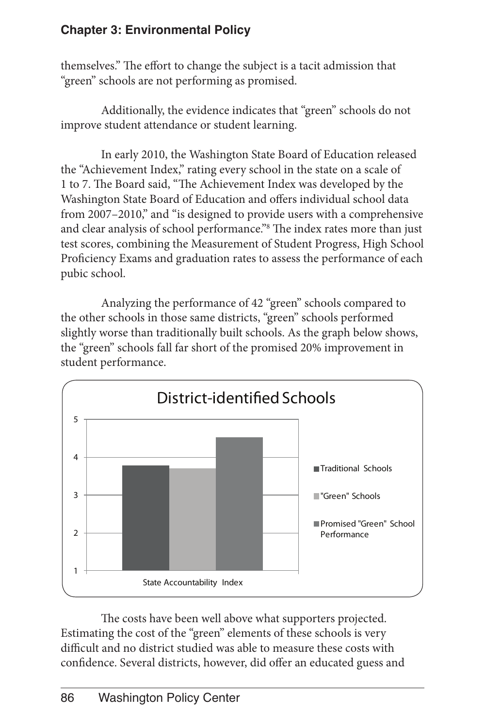themselves." The effort to change the subject is a tacit admission that "green" schools are not performing as promised.

Additionally, the evidence indicates that "green" schools do not improve student attendance or student learning.

In early 2010, the Washington State Board of Education released the "Achievement Index," rating every school in the state on a scale of 1 to 7. The Board said, "The Achievement Index was developed by the Washington State Board of Education and offers individual school data from 2007–2010," and "is designed to provide users with a comprehensive and clear analysis of school performance."[8] The index rates more than just test scores, combining the Measurement of Student Progress, High School Proficiency Exams and graduation rates to assess the performance of each pubic school.

Analyzing the performance of 42 "green" schools compared to the other schools in those same districts, "green" schools performed slightly worse than traditionally built schools. As the graph below shows, the "green" schools fall far short of the promised 20% improvement in student performance.

District-identified Schools

State Accountability Index

- Traditional Schools
- "Green" Schools
- Promised "Green" School Performance

The costs have been well above what supporters projected. Estimating the cost of the "green" elements of these schools is very difficult and no district studied was able to measure these costs with confidence. Several districts, however, did offer an educated guess and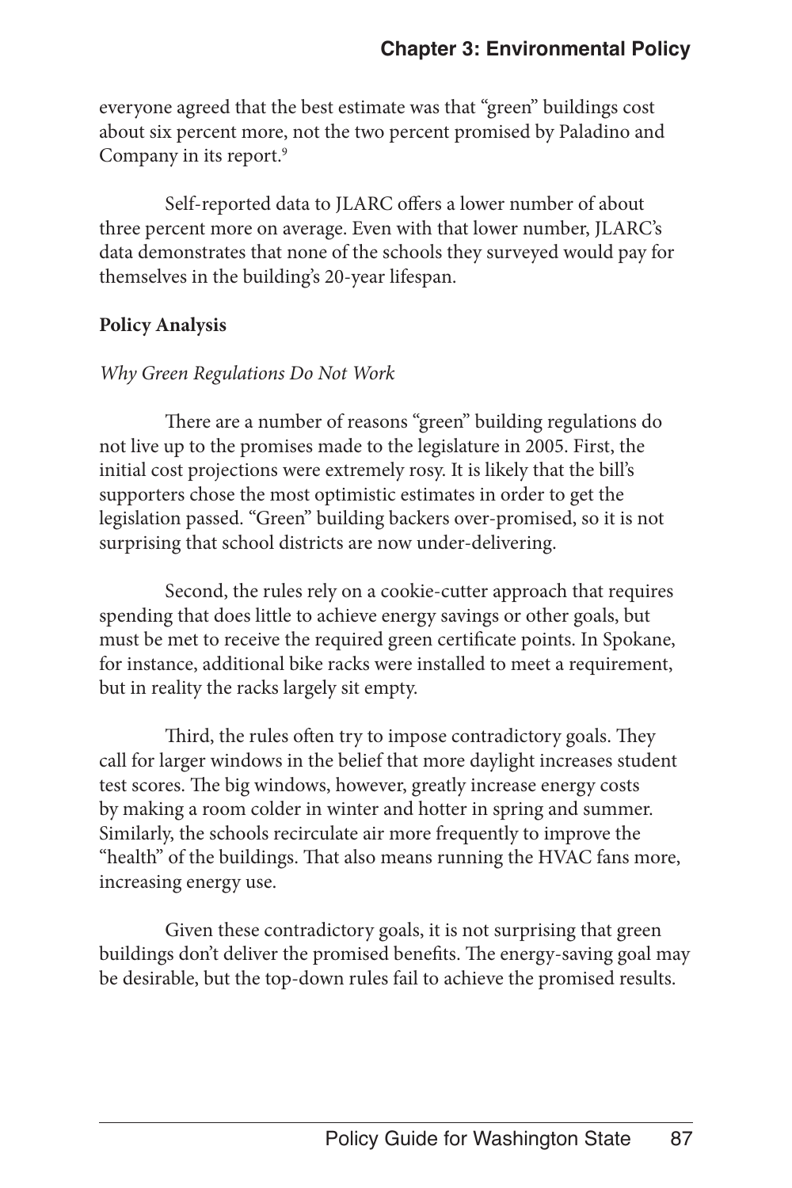everyone agreed that the best estimate was that "green" buildings cost about six percent more, not the two percent promised by Paladino and Company in its report.[9]

Self-reported data to JLARC offers a lower number of about three percent more on average. Even with that lower number, JLARC's data demonstrates that none of the schools they surveyed would pay for themselves in the building's 20-year lifespan.

**Policy Analysis**

*Why Green Regulations Do Not Work*

There are a number of reasons "green" building regulations do not live up to the promises made to the legislature in 2005. First, the initial cost projections were extremely rosy. It is likely that the bill's supporters chose the most optimistic estimates in order to get the legislation passed. "Green" building backers over-promised, so it is not surprising that school districts are now under-delivering.

Second, the rules rely on a cookie-cutter approach that requires spending that does little to achieve energy savings or other goals, but must be met to receive the required green certificate points. In Spokane, for instance, additional bike racks were installed to meet a requirement, but in reality the racks largely sit empty.

Third, the rules often try to impose contradictory goals. They call for larger windows in the belief that more daylight increases student test scores. The big windows, however, greatly increase energy costs by making a room colder in winter and hotter in spring and summer. Similarly, the schools recirculate air more frequently to improve the "health" of the buildings. That also means running the HVAC fans more, increasing energy use.

Given these contradictory goals, it is not surprising that green buildings don't deliver the promised benefits. The energy-saving goal may be desirable, but the top-down rules fail to achieve the promised results.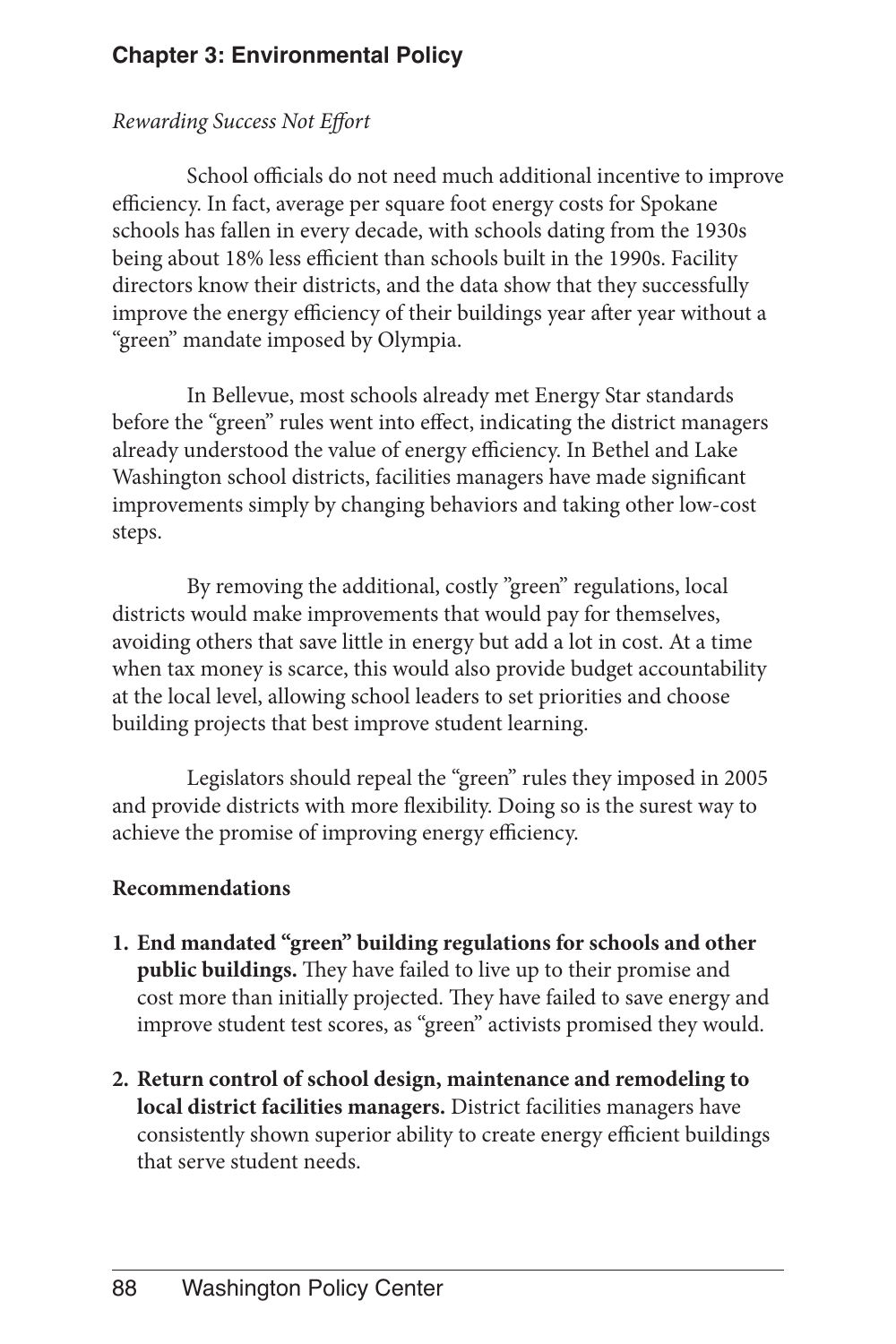*Rewarding Success Not Effort*

School officials do not need much additional incentive to improve efficiency. In fact, average per square foot energy costs for Spokane schools has fallen in every decade, with schools dating from the 1930s being about 18% less efficient than schools built in the 1990s. Facility directors know their districts, and the data show that they successfully improve the energy efficiency of their buildings year after year without a "green" mandate imposed by Olympia.

In Bellevue, most schools already met Energy Star standards before the "green" rules went into effect, indicating the district managers already understood the value of energy efficiency. In Bethel and Lake Washington school districts, facilities managers have made significant improvements simply by changing behaviors and taking other low-cost steps.

By removing the additional, costly "green" regulations, local districts would make improvements that would pay for themselves, avoiding others that save little in energy but add a lot in cost. At a time when tax money is scarce, this would also provide budget accountability at the local level, allowing school leaders to set priorities and choose building projects that best improve student learning.

Legislators should repeal the "green" rules they imposed in 2005 and provide districts with more flexibility. Doing so is the surest way to achieve the promise of improving energy efficiency.

**Recommendations**

1. **End mandated "green" building regulations for schools and other public buildings.** They have failed to live up to their promise and cost more than initially projected. They have failed to save energy and improve student test scores, as "green" activists promised they would.

2. **Return control of school design, maintenance and remodeling to local district facilities managers.** District facilities managers have consistently shown superior ability to create energy efficient buildings that serve student needs.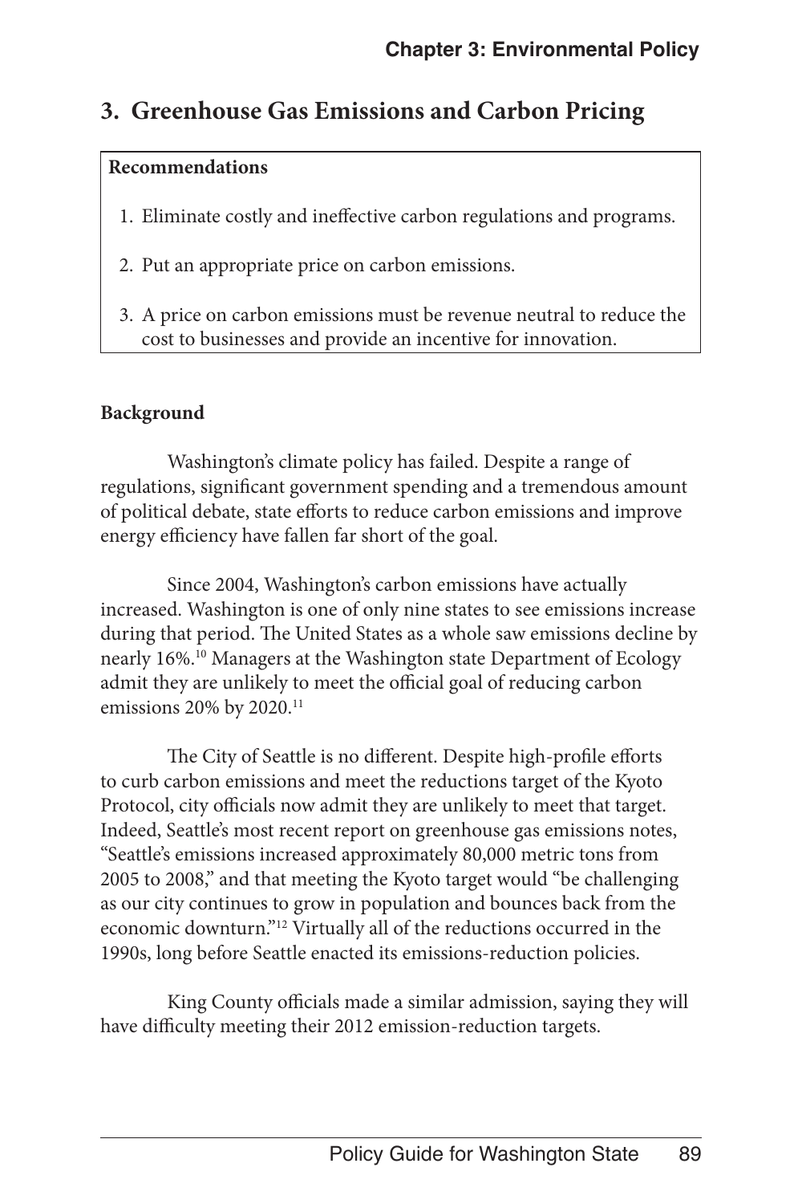## 3. Greenhouse Gas Emissions and Carbon Pricing

**Recommendations**

1. Eliminate costly and ineffective carbon regulations and programs.
2. Put an appropriate price on carbon emissions.
3. A price on carbon emissions must be revenue neutral to reduce the cost to businesses and provide an incentive for innovation.

**Background**

Washington's climate policy has failed. Despite a range of regulations, significant government spending and a tremendous amount of political debate, state efforts to reduce carbon emissions and improve energy efficiency have fallen far short of the goal.

Since 2004, Washington's carbon emissions have actually increased. Washington is one of only nine states to see emissions increase during that period. The United States as a whole saw emissions decline by nearly 16%.[10] Managers at the Washington state Department of Ecology admit they are unlikely to meet the official goal of reducing carbon emissions 20% by 2020.[11]

The City of Seattle is no different. Despite high-profile efforts to curb carbon emissions and meet the reductions target of the Kyoto Protocol, city officials now admit they are unlikely to meet that target. Indeed, Seattle's most recent report on greenhouse gas emissions notes, "Seattle's emissions increased approximately 80,000 metric tons from 2005 to 2008," and that meeting the Kyoto target would "be challenging as our city continues to grow in population and bounces back from the economic downturn."[12] Virtually all of the reductions occurred in the 1990s, long before Seattle enacted its emissions-reduction policies.

King County officials made a similar admission, saying they will have difficulty meeting their 2012 emission-reduction targets.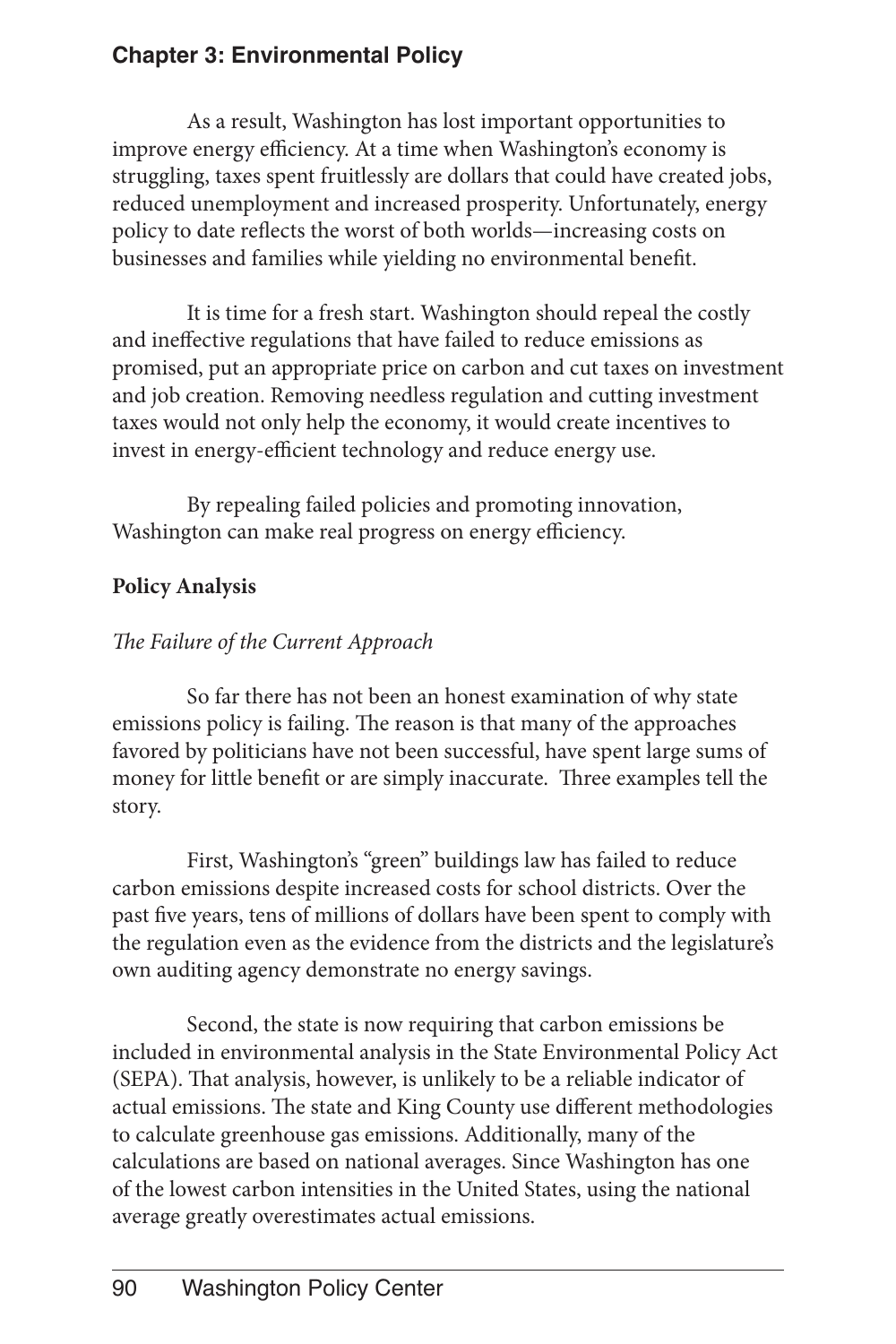As a result, Washington has lost important opportunities to improve energy efficiency. At a time when Washington's economy is struggling, taxes spent fruitlessly are dollars that could have created jobs, reduced unemployment and increased prosperity. Unfortunately, energy policy to date reflects the worst of both worlds—increasing costs on businesses and families while yielding no environmental benefit.

It is time for a fresh start. Washington should repeal the costly and ineffective regulations that have failed to reduce emissions as promised, put an appropriate price on carbon and cut taxes on investment and job creation. Removing needless regulation and cutting investment taxes would not only help the economy, it would create incentives to invest in energy-efficient technology and reduce energy use.

By repealing failed policies and promoting innovation, Washington can make real progress on energy efficiency.

**Policy Analysis**

*The Failure of the Current Approach*

So far there has not been an honest examination of why state emissions policy is failing. The reason is that many of the approaches favored by politicians have not been successful, have spent large sums of money for little benefit or are simply inaccurate. Three examples tell the story.

First, Washington's "green" buildings law has failed to reduce carbon emissions despite increased costs for school districts. Over the past five years, tens of millions of dollars have been spent to comply with the regulation even as the evidence from the districts and the legislature's own auditing agency demonstrate no energy savings.

Second, the state is now requiring that carbon emissions be included in environmental analysis in the State Environmental Policy Act (SEPA). That analysis, however, is unlikely to be a reliable indicator of actual emissions. The state and King County use different methodologies to calculate greenhouse gas emissions. Additionally, many of the calculations are based on national averages. Since Washington has one of the lowest carbon intensities in the United States, using the national average greatly overestimates actual emissions.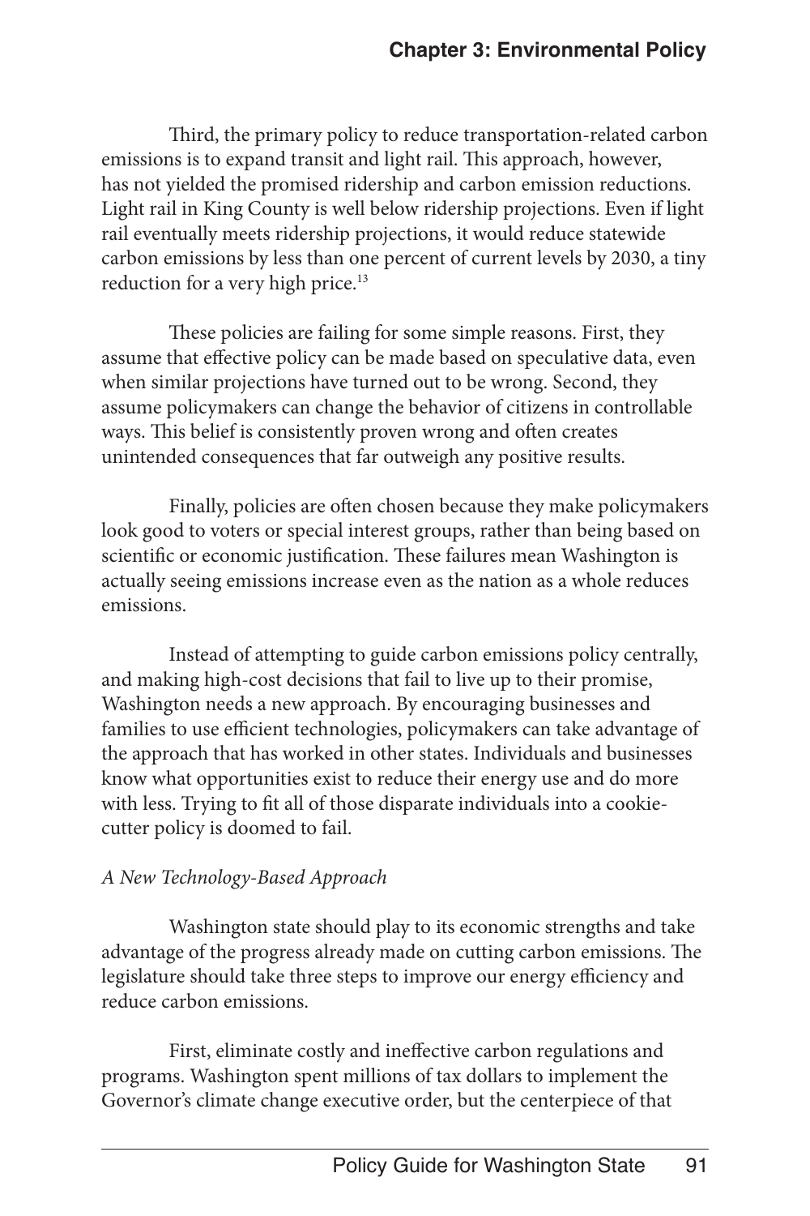Third, the primary policy to reduce transportation-related carbon emissions is to expand transit and light rail. This approach, however, has not yielded the promised ridership and carbon emission reductions. Light rail in King County is well below ridership projections. Even if light rail eventually meets ridership projections, it would reduce statewide carbon emissions by less than one percent of current levels by 2030, a tiny reduction for a very high price.[13]

These policies are failing for some simple reasons. First, they assume that effective policy can be made based on speculative data, even when similar projections have turned out to be wrong. Second, they assume policymakers can change the behavior of citizens in controllable ways. This belief is consistently proven wrong and often creates unintended consequences that far outweigh any positive results.

Finally, policies are often chosen because they make policymakers look good to voters or special interest groups, rather than being based on scientific or economic justification. These failures mean Washington is actually seeing emissions increase even as the nation as a whole reduces emissions.

Instead of attempting to guide carbon emissions policy centrally, and making high-cost decisions that fail to live up to their promise, Washington needs a new approach. By encouraging businesses and families to use efficient technologies, policymakers can take advantage of the approach that has worked in other states. Individuals and businesses know what opportunities exist to reduce their energy use and do more with less. Trying to fit all of those disparate individuals into a cookie-cutter policy is doomed to fail.

*A New Technology-Based Approach*

Washington state should play to its economic strengths and take advantage of the progress already made on cutting carbon emissions. The legislature should take three steps to improve our energy efficiency and reduce carbon emissions.

First, eliminate costly and ineffective carbon regulations and programs. Washington spent millions of tax dollars to implement the Governor's climate change executive order, but the centerpiece of that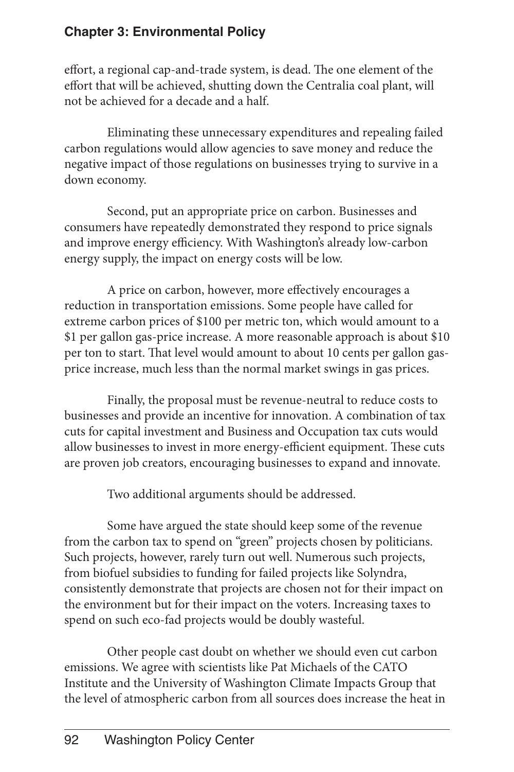effort, a regional cap-and-trade system, is dead. The one element of the effort that will be achieved, shutting down the Centralia coal plant, will not be achieved for a decade and a half.

Eliminating these unnecessary expenditures and repealing failed carbon regulations would allow agencies to save money and reduce the negative impact of those regulations on businesses trying to survive in a down economy.

Second, put an appropriate price on carbon. Businesses and consumers have repeatedly demonstrated they respond to price signals and improve energy efficiency. With Washington's already low-carbon energy supply, the impact on energy costs will be low.

A price on carbon, however, more effectively encourages a reduction in transportation emissions. Some people have called for extreme carbon prices of $100 per metric ton, which would amount to a $1 per gallon gas-price increase. A more reasonable approach is about $10 per ton to start. That level would amount to about 10 cents per gallon gas-price increase, much less than the normal market swings in gas prices.

Finally, the proposal must be revenue-neutral to reduce costs to businesses and provide an incentive for innovation. A combination of tax cuts for capital investment and Business and Occupation tax cuts would allow businesses to invest in more energy-efficient equipment. These cuts are proven job creators, encouraging businesses to expand and innovate.

Two additional arguments should be addressed.

Some have argued the state should keep some of the revenue from the carbon tax to spend on "green" projects chosen by politicians. Such projects, however, rarely turn out well. Numerous such projects, from biofuel subsidies to funding for failed projects like Solyndra, consistently demonstrate that projects are chosen not for their impact on the environment but for their impact on the voters. Increasing taxes to spend on such eco-fad projects would be doubly wasteful.

Other people cast doubt on whether we should even cut carbon emissions. We agree with scientists like Pat Michaels of the CATO Institute and the University of Washington Climate Impacts Group that the level of atmospheric carbon from all sources does increase the heat in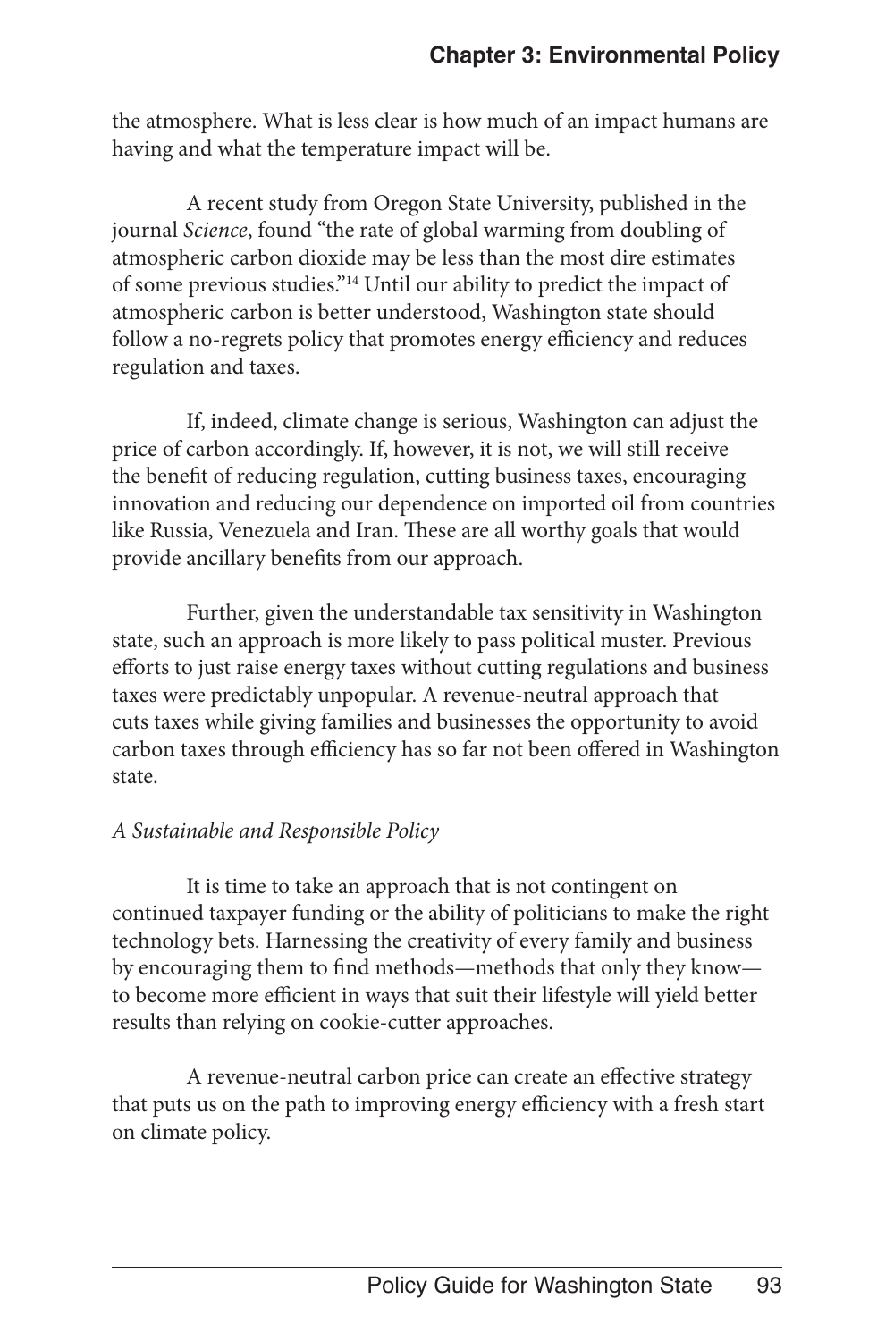the atmosphere. What is less clear is how much of an impact humans are having and what the temperature impact will be.

A recent study from Oregon State University, published in the journal *Science*, found "the rate of global warming from doubling of atmospheric carbon dioxide may be less than the most dire estimates of some previous studies."[14] Until our ability to predict the impact of atmospheric carbon is better understood, Washington state should follow a no-regrets policy that promotes energy efficiency and reduces regulation and taxes.

If, indeed, climate change is serious, Washington can adjust the price of carbon accordingly. If, however, it is not, we will still receive the benefit of reducing regulation, cutting business taxes, encouraging innovation and reducing our dependence on imported oil from countries like Russia, Venezuela and Iran. These are all worthy goals that would provide ancillary benefits from our approach.

Further, given the understandable tax sensitivity in Washington state, such an approach is more likely to pass political muster. Previous efforts to just raise energy taxes without cutting regulations and business taxes were predictably unpopular. A revenue-neutral approach that cuts taxes while giving families and businesses the opportunity to avoid carbon taxes through efficiency has so far not been offered in Washington state.

*A Sustainable and Responsible Policy*

It is time to take an approach that is not contingent on continued taxpayer funding or the ability of politicians to make the right technology bets. Harnessing the creativity of every family and business by encouraging them to find methods—methods that only they know—to become more efficient in ways that suit their lifestyle will yield better results than relying on cookie-cutter approaches.

A revenue-neutral carbon price can create an effective strategy that puts us on the path to improving energy efficiency with a fresh start on climate policy.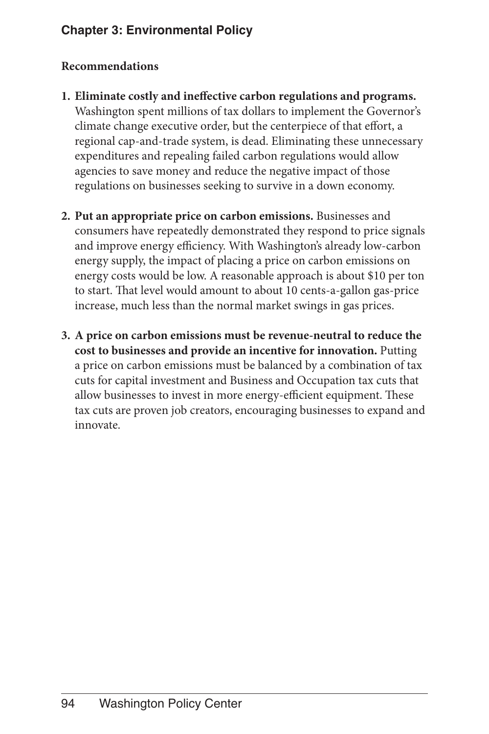**Recommendations**

1. **Eliminate costly and ineffective carbon regulations and programs.** Washington spent millions of tax dollars to implement the Governor's climate change executive order, but the centerpiece of that effort, a regional cap-and-trade system, is dead. Eliminating these unnecessary expenditures and repealing failed carbon regulations would allow agencies to save money and reduce the negative impact of those regulations on businesses seeking to survive in a down economy.

2. **Put an appropriate price on carbon emissions.** Businesses and consumers have repeatedly demonstrated they respond to price signals and improve energy efficiency. With Washington's already low-carbon energy supply, the impact of placing a price on carbon emissions on energy costs would be low. A reasonable approach is about $10 per ton to start. That level would amount to about 10 cents-a-gallon gas-price increase, much less than the normal market swings in gas prices.

3. **A price on carbon emissions must be revenue-neutral to reduce the cost to businesses and provide an incentive for innovation.** Putting a price on carbon emissions must be balanced by a combination of tax cuts for capital investment and Business and Occupation tax cuts that allow businesses to invest in more energy-efficient equipment. These tax cuts are proven job creators, encouraging businesses to expand and innovate.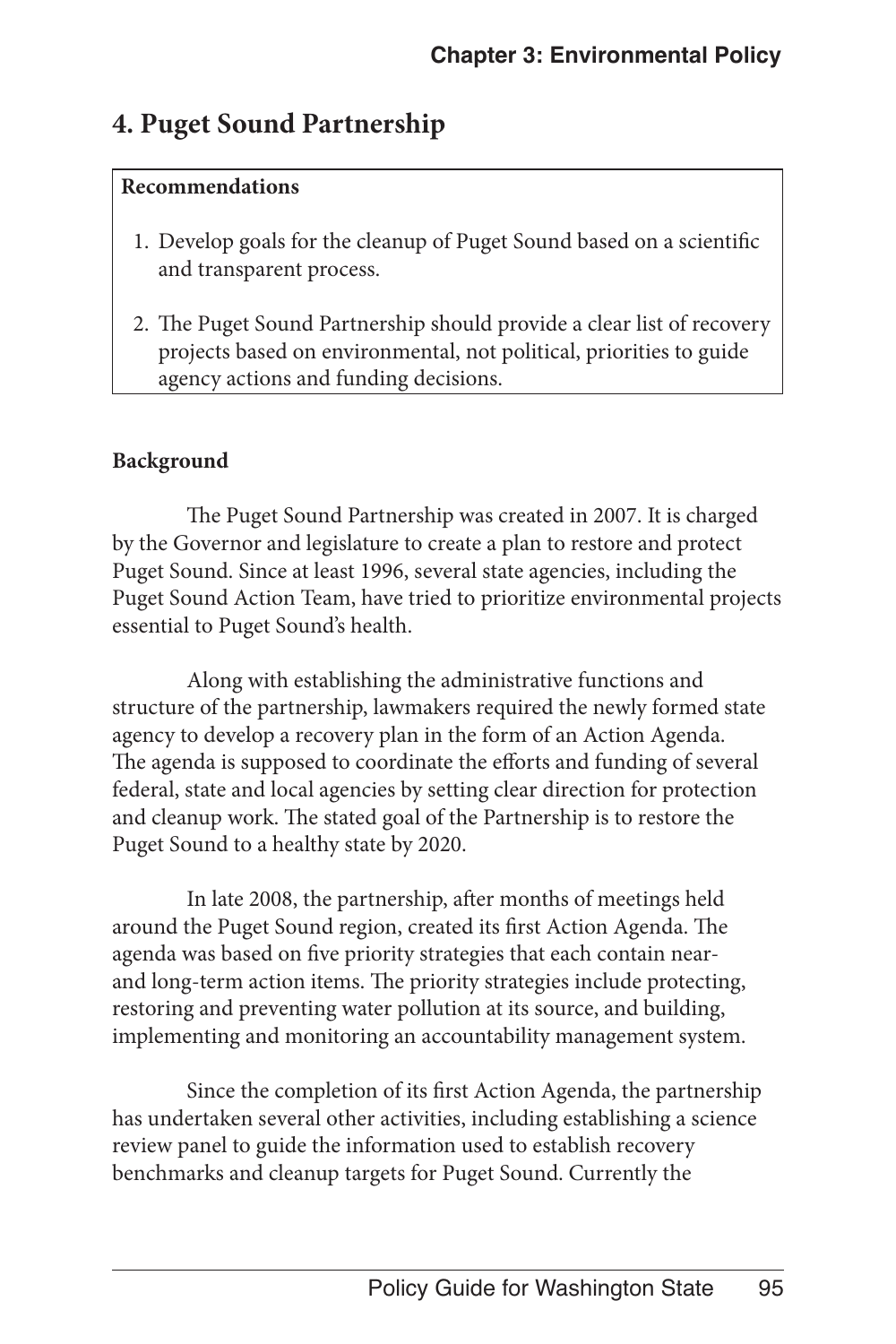## 4. Puget Sound Partnership

**Recommendations**

1. Develop goals for the cleanup of Puget Sound based on a scientific and transparent process.
2. The Puget Sound Partnership should provide a clear list of recovery projects based on environmental, not political, priorities to guide agency actions and funding decisions.

**Background**

The Puget Sound Partnership was created in 2007. It is charged by the Governor and legislature to create a plan to restore and protect Puget Sound. Since at least 1996, several state agencies, including the Puget Sound Action Team, have tried to prioritize environmental projects essential to Puget Sound's health.

Along with establishing the administrative functions and structure of the partnership, lawmakers required the newly formed state agency to develop a recovery plan in the form of an Action Agenda. The agenda is supposed to coordinate the efforts and funding of several federal, state and local agencies by setting clear direction for protection and cleanup work. The stated goal of the Partnership is to restore the Puget Sound to a healthy state by 2020.

In late 2008, the partnership, after months of meetings held around the Puget Sound region, created its first Action Agenda. The agenda was based on five priority strategies that each contain near- and long-term action items. The priority strategies include protecting, restoring and preventing water pollution at its source, and building, implementing and monitoring an accountability management system.

Since the completion of its first Action Agenda, the partnership has undertaken several other activities, including establishing a science review panel to guide the information used to establish recovery benchmarks and cleanup targets for Puget Sound. Currently the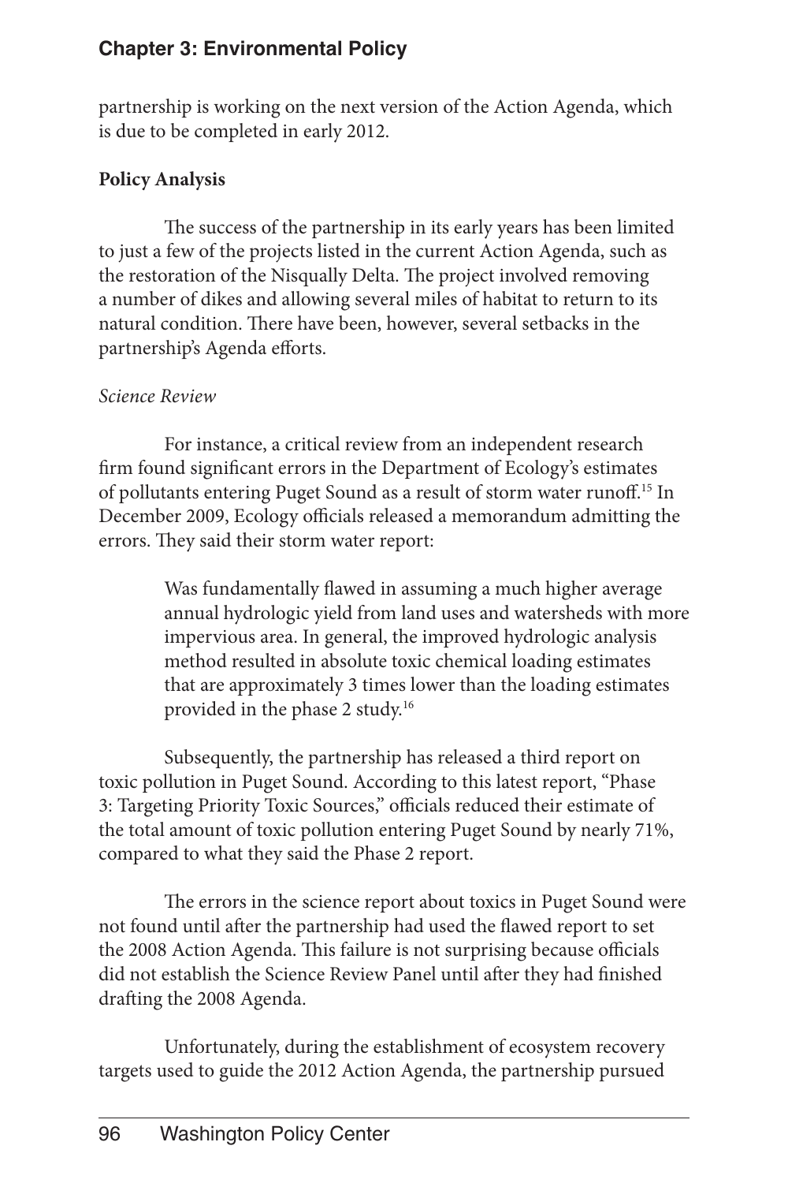partnership is working on the next version of the Action Agenda, which is due to be completed in early 2012.

**Policy Analysis**

The success of the partnership in its early years has been limited to just a few of the projects listed in the current Action Agenda, such as the restoration of the Nisqually Delta. The project involved removing a number of dikes and allowing several miles of habitat to return to its natural condition. There have been, however, several setbacks in the partnership's Agenda efforts.

*Science Review*

For instance, a critical review from an independent research firm found significant errors in the Department of Ecology's estimates of pollutants entering Puget Sound as a result of storm water runoff.[15] In December 2009, Ecology officials released a memorandum admitting the errors. They said their storm water report:

> Was fundamentally flawed in assuming a much higher average annual hydrologic yield from land uses and watersheds with more impervious area. In general, the improved hydrologic analysis method resulted in absolute toxic chemical loading estimates that are approximately 3 times lower than the loading estimates provided in the phase 2 study.[16]

Subsequently, the partnership has released a third report on toxic pollution in Puget Sound. According to this latest report, "Phase 3: Targeting Priority Toxic Sources," officials reduced their estimate of the total amount of toxic pollution entering Puget Sound by nearly 71%, compared to what they said the Phase 2 report.

The errors in the science report about toxics in Puget Sound were not found until after the partnership had used the flawed report to set the 2008 Action Agenda. This failure is not surprising because officials did not establish the Science Review Panel until after they had finished drafting the 2008 Agenda.

Unfortunately, during the establishment of ecosystem recovery targets used to guide the 2012 Action Agenda, the partnership pursued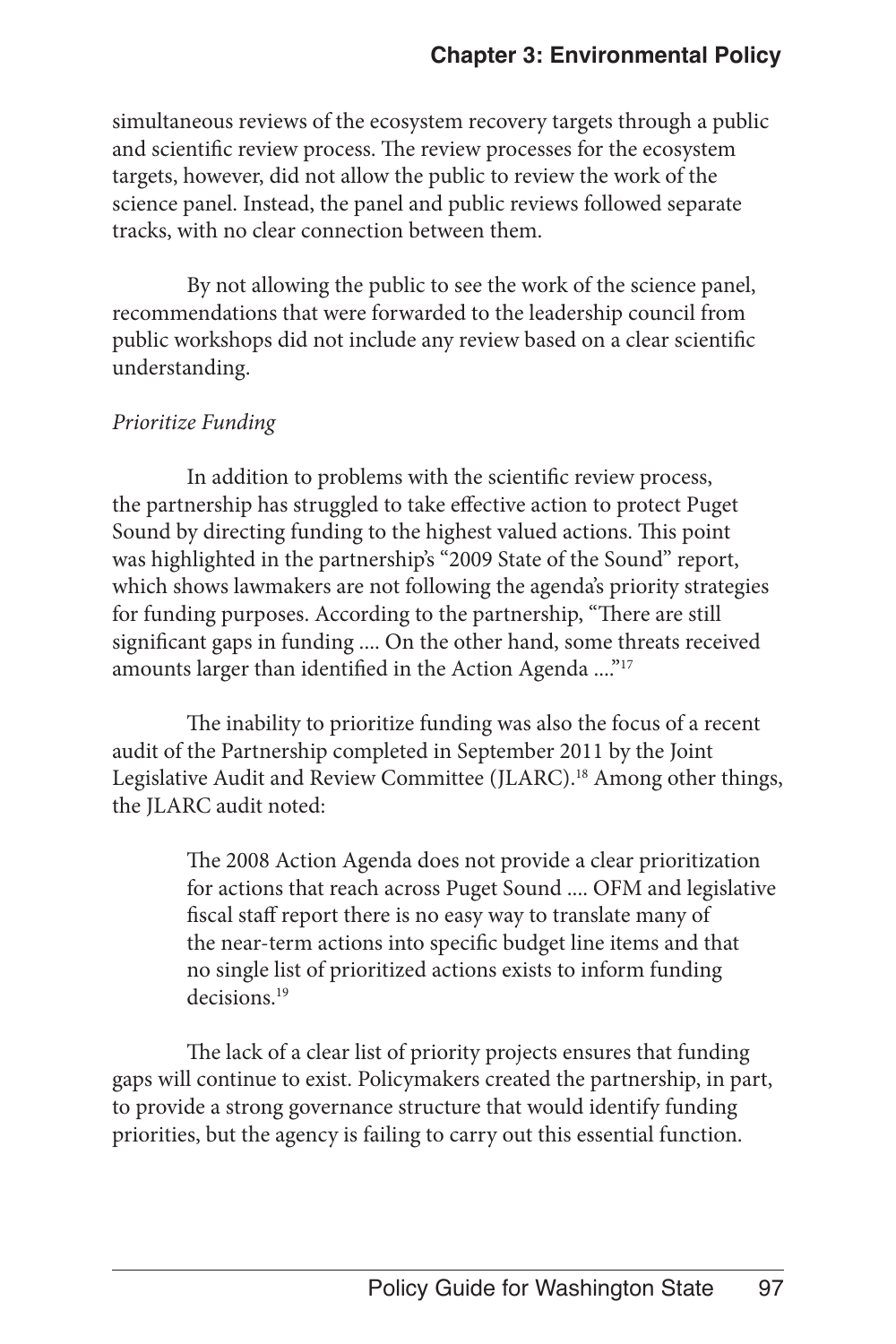simultaneous reviews of the ecosystem recovery targets through a public and scientific review process. The review processes for the ecosystem targets, however, did not allow the public to review the work of the science panel. Instead, the panel and public reviews followed separate tracks, with no clear connection between them.

By not allowing the public to see the work of the science panel, recommendations that were forwarded to the leadership council from public workshops did not include any review based on a clear scientific understanding.

*Prioritize Funding*

In addition to problems with the scientific review process, the partnership has struggled to take effective action to protect Puget Sound by directing funding to the highest valued actions. This point was highlighted in the partnership's "2009 State of the Sound" report, which shows lawmakers are not following the agenda's priority strategies for funding purposes. According to the partnership, "There are still significant gaps in funding .... On the other hand, some threats received amounts larger than identified in the Action Agenda ...."[17]

The inability to prioritize funding was also the focus of a recent audit of the Partnership completed in September 2011 by the Joint Legislative Audit and Review Committee (JLARC).[18] Among other things, the JLARC audit noted:

> The 2008 Action Agenda does not provide a clear prioritization for actions that reach across Puget Sound .... OFM and legislative fiscal staff report there is no easy way to translate many of the near-term actions into specific budget line items and that no single list of prioritized actions exists to inform funding decisions.[19]

The lack of a clear list of priority projects ensures that funding gaps will continue to exist. Policymakers created the partnership, in part, to provide a strong governance structure that would identify funding priorities, but the agency is failing to carry out this essential function.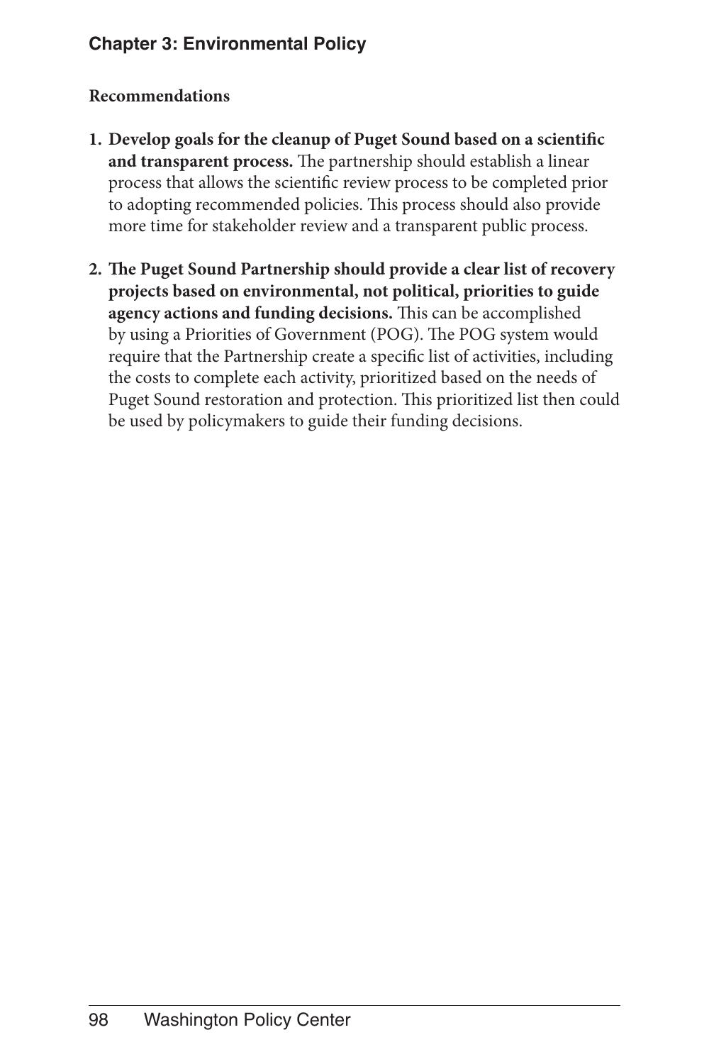### Recommendations

1. **Develop goals for the cleanup of Puget Sound based on a scientific and transparent process.** The partnership should establish a linear process that allows the scientific review process to be completed prior to adopting recommended policies. This process should also provide more time for stakeholder review and a transparent public process.

2. **The Puget Sound Partnership should provide a clear list of recovery projects based on environmental, not political, priorities to guide agency actions and funding decisions.** This can be accomplished by using a Priorities of Government (POG). The POG system would require that the Partnership create a specific list of activities, including the costs to complete each activity, prioritized based on the needs of Puget Sound restoration and protection. This prioritized list then could be used by policymakers to guide their funding decisions.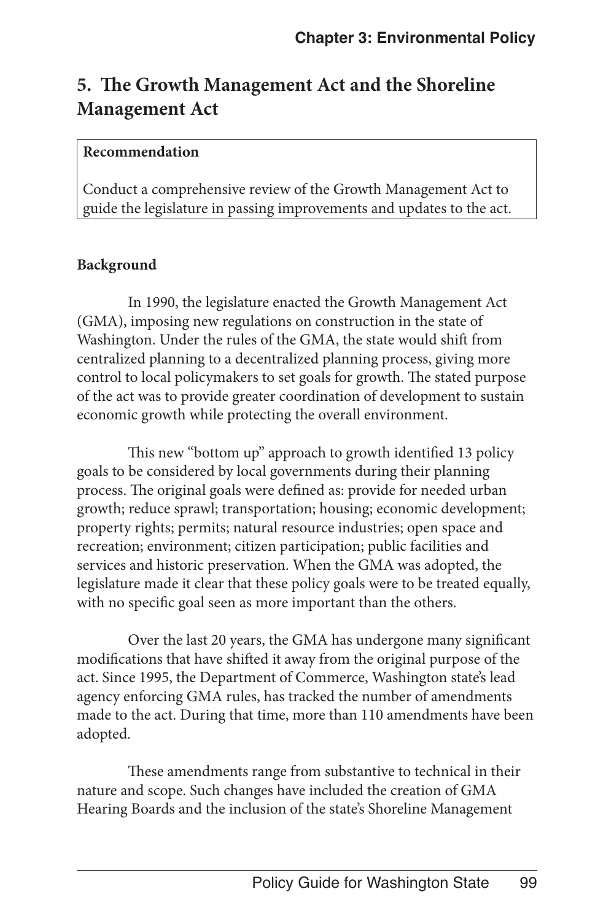## 5. The Growth Management Act and the Shoreline Management Act

**Recommendation**

Conduct a comprehensive review of the Growth Management Act to guide the legislature in passing improvements and updates to the act.

**Background**

In 1990, the legislature enacted the Growth Management Act (GMA), imposing new regulations on construction in the state of Washington. Under the rules of the GMA, the state would shift from centralized planning to a decentralized planning process, giving more control to local policymakers to set goals for growth. The stated purpose of the act was to provide greater coordination of development to sustain economic growth while protecting the overall environment.

This new "bottom up" approach to growth identified 13 policy goals to be considered by local governments during their planning process. The original goals were defined as: provide for needed urban growth; reduce sprawl; transportation; housing; economic development; property rights; permits; natural resource industries; open space and recreation; environment; citizen participation; public facilities and services and historic preservation. When the GMA was adopted, the legislature made it clear that these policy goals were to be treated equally, with no specific goal seen as more important than the others.

Over the last 20 years, the GMA has undergone many significant modifications that have shifted it away from the original purpose of the act. Since 1995, the Department of Commerce, Washington state's lead agency enforcing GMA rules, has tracked the number of amendments made to the act. During that time, more than 110 amendments have been adopted.

These amendments range from substantive to technical in their nature and scope. Such changes have included the creation of GMA Hearing Boards and the inclusion of the state's Shoreline Management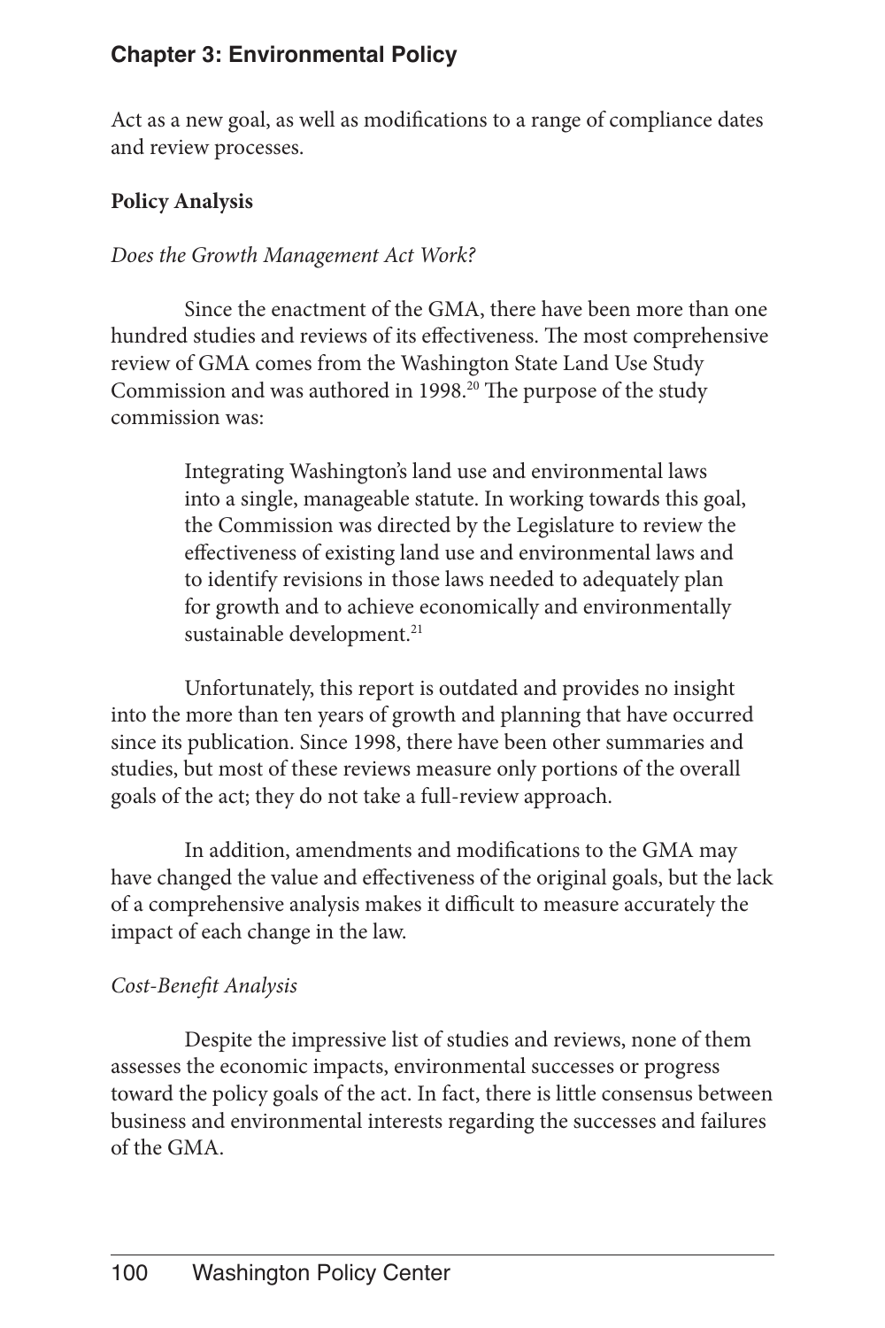Act as a new goal, as well as modifications to a range of compliance dates and review processes.

**Policy Analysis**

*Does the Growth Management Act Work?*

Since the enactment of the GMA, there have been more than one hundred studies and reviews of its effectiveness. The most comprehensive review of GMA comes from the Washington State Land Use Study Commission and was authored in 1998.[20] The purpose of the study commission was:

> Integrating Washington's land use and environmental laws into a single, manageable statute. In working towards this goal, the Commission was directed by the Legislature to review the effectiveness of existing land use and environmental laws and to identify revisions in those laws needed to adequately plan for growth and to achieve economically and environmentally sustainable development.[21]

Unfortunately, this report is outdated and provides no insight into the more than ten years of growth and planning that have occurred since its publication. Since 1998, there have been other summaries and studies, but most of these reviews measure only portions of the overall goals of the act; they do not take a full-review approach.

In addition, amendments and modifications to the GMA may have changed the value and effectiveness of the original goals, but the lack of a comprehensive analysis makes it difficult to measure accurately the impact of each change in the law.

*Cost-Benefit Analysis*

Despite the impressive list of studies and reviews, none of them assesses the economic impacts, environmental successes or progress toward the policy goals of the act. In fact, there is little consensus between business and environmental interests regarding the successes and failures of the GMA.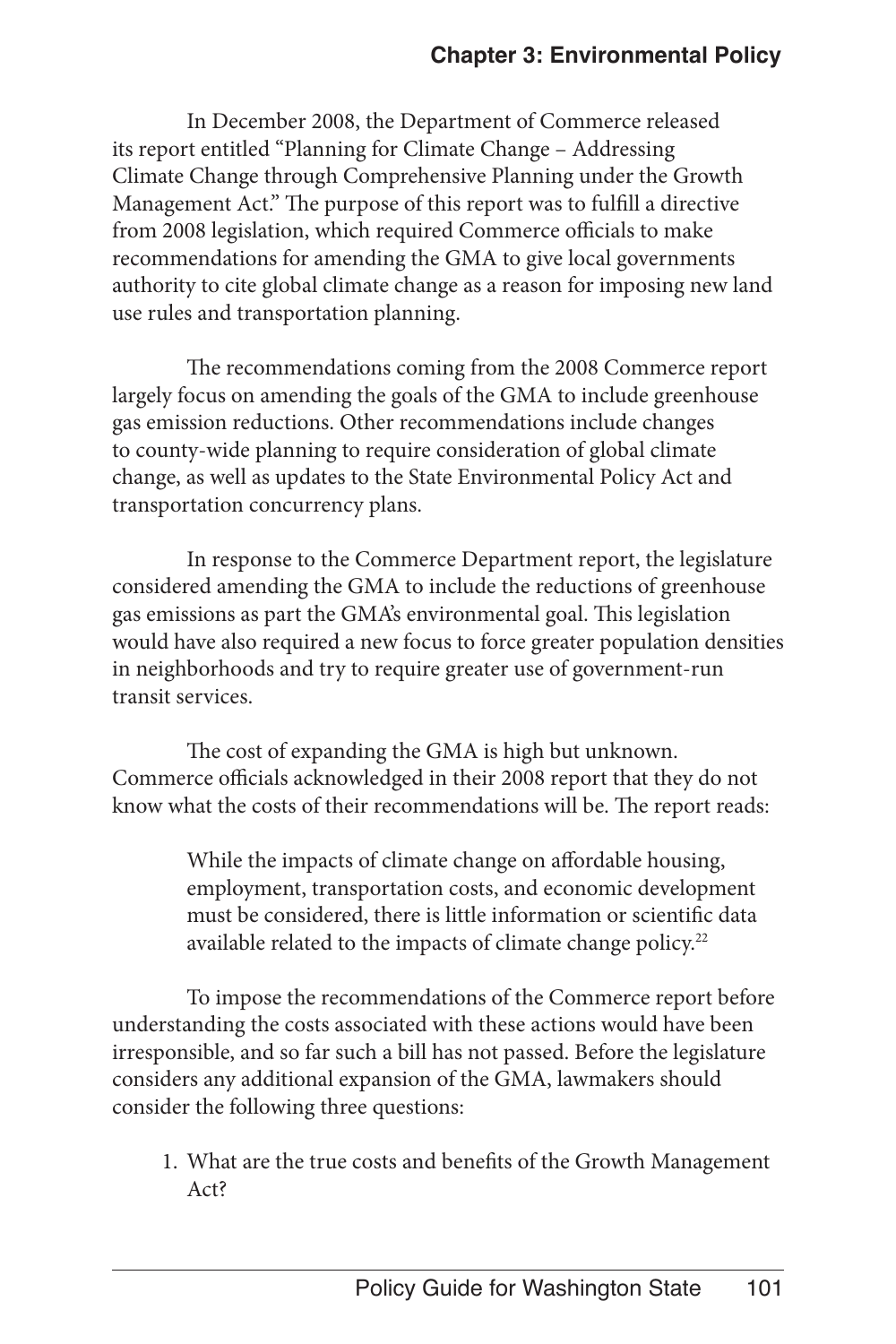In December 2008, the Department of Commerce released its report entitled "Planning for Climate Change – Addressing Climate Change through Comprehensive Planning under the Growth Management Act." The purpose of this report was to fulfill a directive from 2008 legislation, which required Commerce officials to make recommendations for amending the GMA to give local governments authority to cite global climate change as a reason for imposing new land use rules and transportation planning.

The recommendations coming from the 2008 Commerce report largely focus on amending the goals of the GMA to include greenhouse gas emission reductions. Other recommendations include changes to county-wide planning to require consideration of global climate change, as well as updates to the State Environmental Policy Act and transportation concurrency plans.

In response to the Commerce Department report, the legislature considered amending the GMA to include the reductions of greenhouse gas emissions as part the GMA's environmental goal. This legislation would have also required a new focus to force greater population densities in neighborhoods and try to require greater use of government-run transit services.

The cost of expanding the GMA is high but unknown. Commerce officials acknowledged in their 2008 report that they do not know what the costs of their recommendations will be. The report reads:

> While the impacts of climate change on affordable housing, employment, transportation costs, and economic development must be considered, there is little information or scientific data available related to the impacts of climate change policy.[22]

To impose the recommendations of the Commerce report before understanding the costs associated with these actions would have been irresponsible, and so far such a bill has not passed. Before the legislature considers any additional expansion of the GMA, lawmakers should consider the following three questions:

1. What are the true costs and benefits of the Growth Management Act?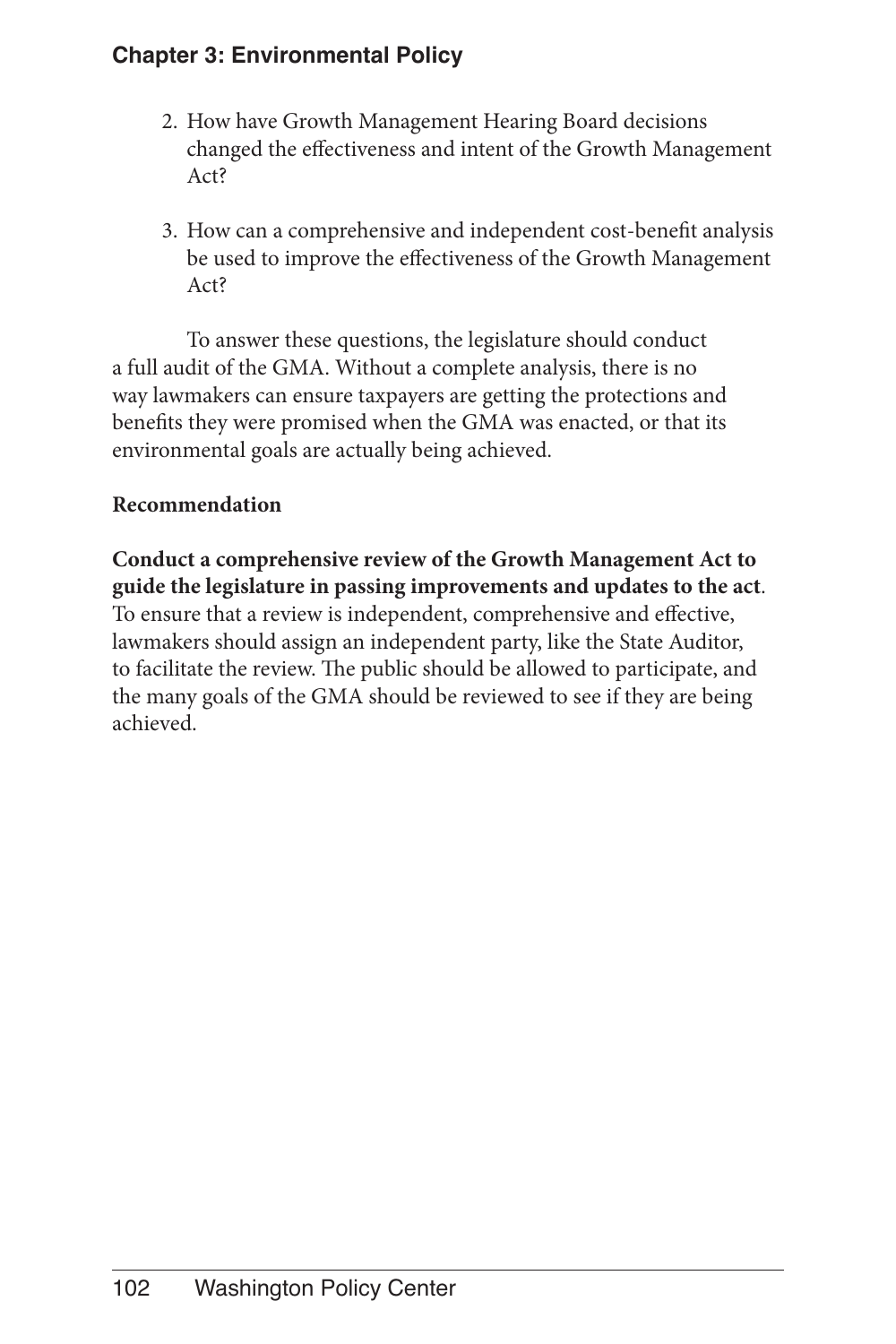2. How have Growth Management Hearing Board decisions changed the effectiveness and intent of the Growth Management Act?

3. How can a comprehensive and independent cost-benefit analysis be used to improve the effectiveness of the Growth Management Act?

To answer these questions, the legislature should conduct a full audit of the GMA. Without a complete analysis, there is no way lawmakers can ensure taxpayers are getting the protections and benefits they were promised when the GMA was enacted, or that its environmental goals are actually being achieved.

**Recommendation**

**Conduct a comprehensive review of the Growth Management Act to guide the legislature in passing improvements and updates to the act**. To ensure that a review is independent, comprehensive and effective, lawmakers should assign an independent party, like the State Auditor, to facilitate the review. The public should be allowed to participate, and the many goals of the GMA should be reviewed to see if they are being achieved.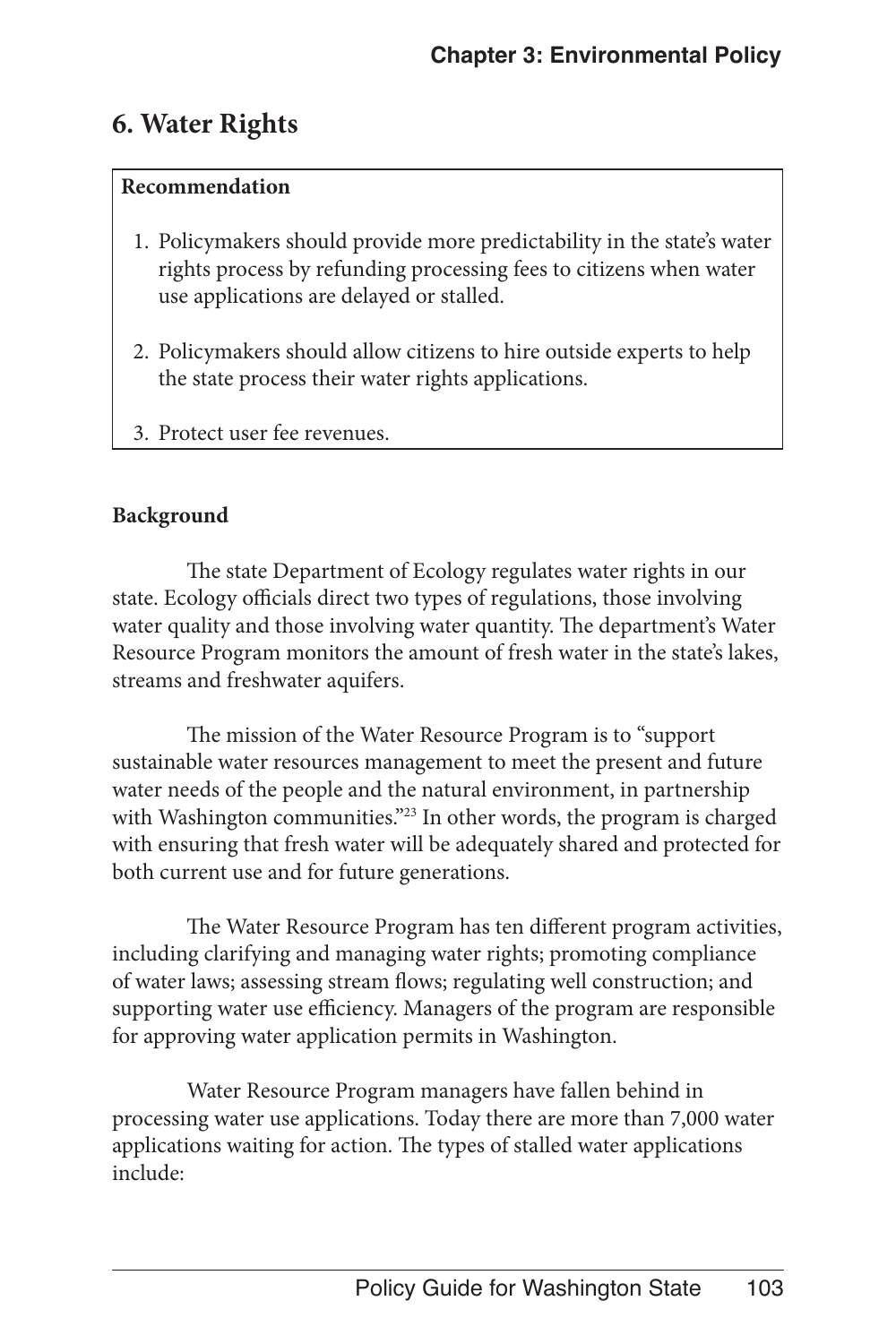## 6. Water Rights

**Recommendation**

1. Policymakers should provide more predictability in the state's water rights process by refunding processing fees to citizens when water use applications are delayed or stalled.

2. Policymakers should allow citizens to hire outside experts to help the state process their water rights applications.

3. Protect user fee revenues.

**Background**

The state Department of Ecology regulates water rights in our state. Ecology officials direct two types of regulations, those involving water quality and those involving water quantity. The department's Water Resource Program monitors the amount of fresh water in the state's lakes, streams and freshwater aquifers.

The mission of the Water Resource Program is to "support sustainable water resources management to meet the present and future water needs of the people and the natural environment, in partnership with Washington communities."[23] In other words, the program is charged with ensuring that fresh water will be adequately shared and protected for both current use and for future generations.

The Water Resource Program has ten different program activities, including clarifying and managing water rights; promoting compliance of water laws; assessing stream flows; regulating well construction; and supporting water use efficiency. Managers of the program are responsible for approving water application permits in Washington.

Water Resource Program managers have fallen behind in processing water use applications. Today there are more than 7,000 water applications waiting for action. The types of stalled water applications include: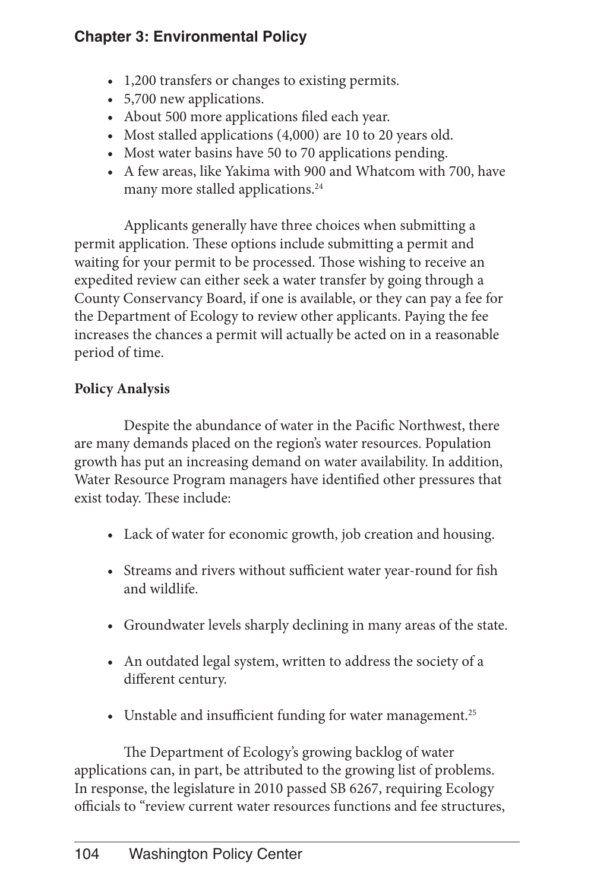- 1,200 transfers or changes to existing permits.
- 5,700 new applications.
- About 500 more applications filed each year.
- Most stalled applications (4,000) are 10 to 20 years old.
- Most water basins have 50 to 70 applications pending.
- A few areas, like Yakima with 900 and Whatcom with 700, have many more stalled applications.[24]

Applicants generally have three choices when submitting a permit application. These options include submitting a permit and waiting for your permit to be processed. Those wishing to receive an expedited review can either seek a water transfer by going through a County Conservancy Board, if one is available, or they can pay a fee for the Department of Ecology to review other applicants. Paying the fee increases the chances a permit will actually be acted on in a reasonable period of time.

**Policy Analysis**

Despite the abundance of water in the Pacific Northwest, there are many demands placed on the region's water resources. Population growth has put an increasing demand on water availability. In addition, Water Resource Program managers have identified other pressures that exist today. These include:

- Lack of water for economic growth, job creation and housing.
- Streams and rivers without sufficient water year-round for fish and wildlife.
- Groundwater levels sharply declining in many areas of the state.
- An outdated legal system, written to address the society of a different century.
- Unstable and insufficient funding for water management.[25]

The Department of Ecology's growing backlog of water applications can, in part, be attributed to the growing list of problems. In response, the legislature in 2010 passed SB 6267, requiring Ecology officials to "review current water resources functions and fee structures,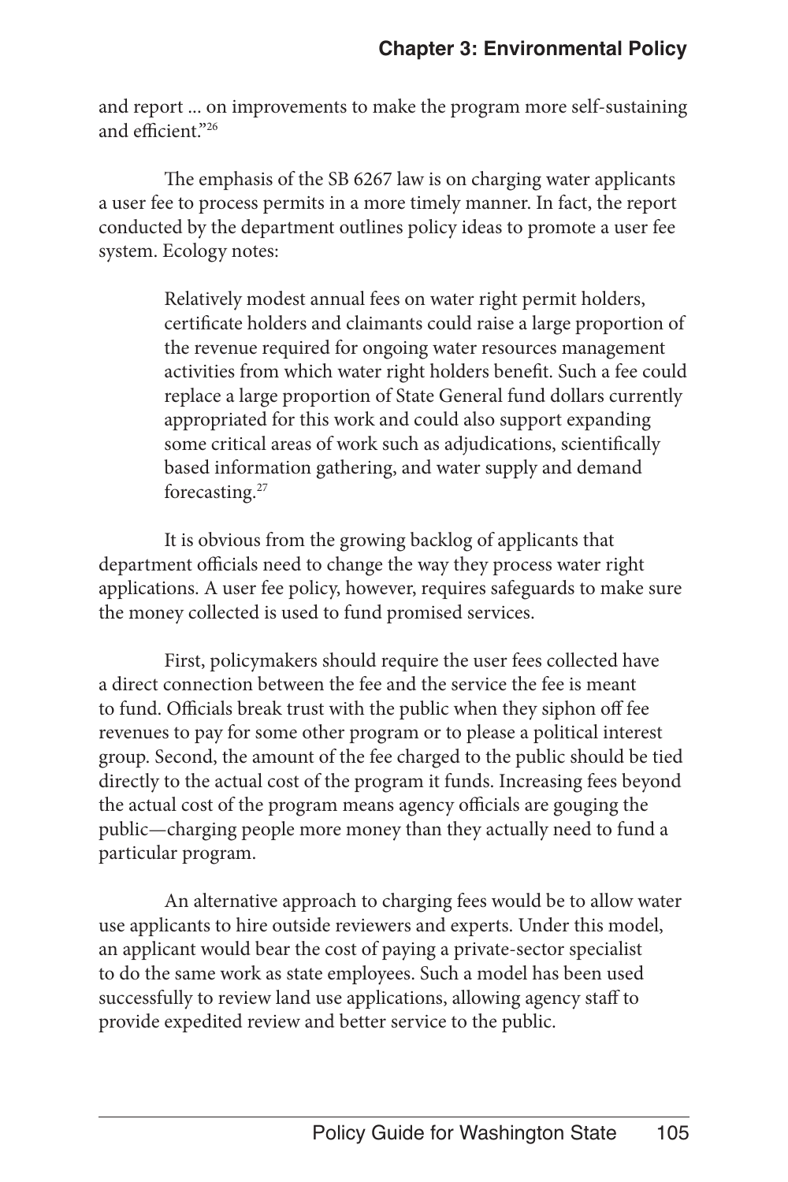and report ... on improvements to make the program more self-sustaining and efficient."[26]

The emphasis of the SB 6267 law is on charging water applicants a user fee to process permits in a more timely manner. In fact, the report conducted by the department outlines policy ideas to promote a user fee system. Ecology notes:

> Relatively modest annual fees on water right permit holders, certificate holders and claimants could raise a large proportion of the revenue required for ongoing water resources management activities from which water right holders benefit. Such a fee could replace a large proportion of State General fund dollars currently appropriated for this work and could also support expanding some critical areas of work such as adjudications, scientifically based information gathering, and water supply and demand forecasting.[27]

It is obvious from the growing backlog of applicants that department officials need to change the way they process water right applications. A user fee policy, however, requires safeguards to make sure the money collected is used to fund promised services.

First, policymakers should require the user fees collected have a direct connection between the fee and the service the fee is meant to fund. Officials break trust with the public when they siphon off fee revenues to pay for some other program or to please a political interest group. Second, the amount of the fee charged to the public should be tied directly to the actual cost of the program it funds. Increasing fees beyond the actual cost of the program means agency officials are gouging the public—charging people more money than they actually need to fund a particular program.

An alternative approach to charging fees would be to allow water use applicants to hire outside reviewers and experts. Under this model, an applicant would bear the cost of paying a private-sector specialist to do the same work as state employees. Such a model has been used successfully to review land use applications, allowing agency staff to provide expedited review and better service to the public.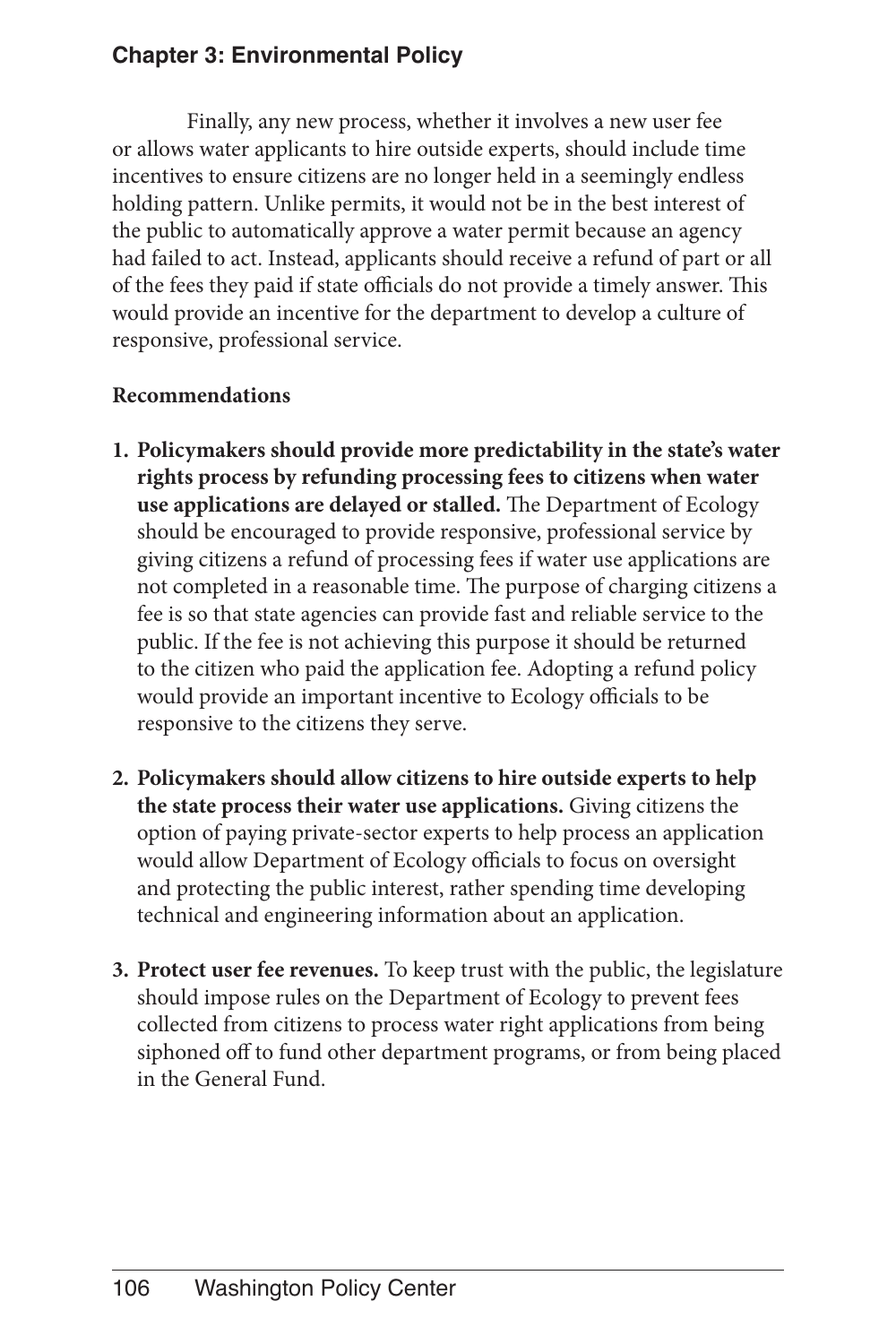Finally, any new process, whether it involves a new user fee or allows water applicants to hire outside experts, should include time incentives to ensure citizens are no longer held in a seemingly endless holding pattern. Unlike permits, it would not be in the best interest of the public to automatically approve a water permit because an agency had failed to act. Instead, applicants should receive a refund of part or all of the fees they paid if state officials do not provide a timely answer. This would provide an incentive for the department to develop a culture of responsive, professional service.

**Recommendations**

1. **Policymakers should provide more predictability in the state's water rights process by refunding processing fees to citizens when water use applications are delayed or stalled.** The Department of Ecology should be encouraged to provide responsive, professional service by giving citizens a refund of processing fees if water use applications are not completed in a reasonable time. The purpose of charging citizens a fee is so that state agencies can provide fast and reliable service to the public. If the fee is not achieving this purpose it should be returned to the citizen who paid the application fee. Adopting a refund policy would provide an important incentive to Ecology officials to be responsive to the citizens they serve.

2. **Policymakers should allow citizens to hire outside experts to help the state process their water use applications.** Giving citizens the option of paying private-sector experts to help process an application would allow Department of Ecology officials to focus on oversight and protecting the public interest, rather spending time developing technical and engineering information about an application.

3. **Protect user fee revenues.** To keep trust with the public, the legislature should impose rules on the Department of Ecology to prevent fees collected from citizens to process water right applications from being siphoned off to fund other department programs, or from being placed in the General Fund.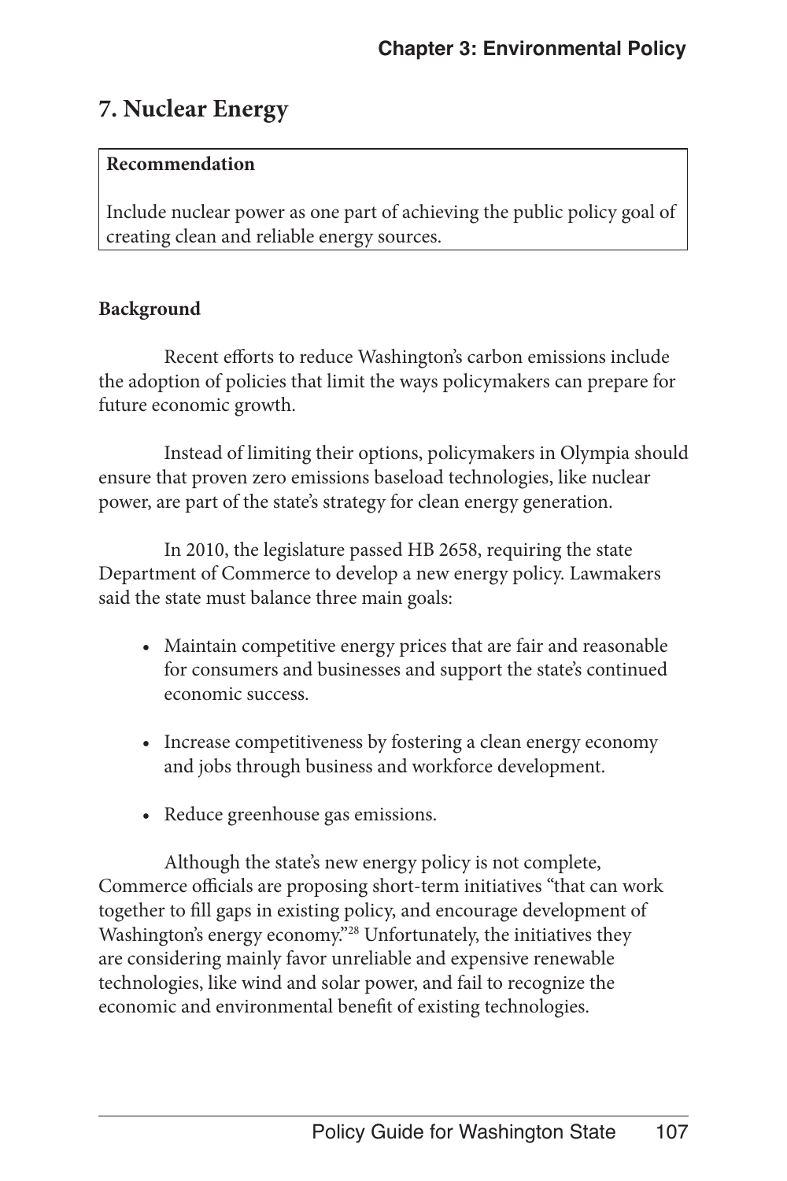## 7. Nuclear Energy

**Recommendation**

Include nuclear power as one part of achieving the public policy goal of creating clean and reliable energy sources.

**Background**

Recent efforts to reduce Washington's carbon emissions include the adoption of policies that limit the ways policymakers can prepare for future economic growth.

Instead of limiting their options, policymakers in Olympia should ensure that proven zero emissions baseload technologies, like nuclear power, are part of the state's strategy for clean energy generation.

In 2010, the legislature passed HB 2658, requiring the state Department of Commerce to develop a new energy policy. Lawmakers said the state must balance three main goals:

- Maintain competitive energy prices that are fair and reasonable for consumers and businesses and support the state's continued economic success.
- Increase competitiveness by fostering a clean energy economy and jobs through business and workforce development.
- Reduce greenhouse gas emissions.

Although the state's new energy policy is not complete, Commerce officials are proposing short-term initiatives "that can work together to fill gaps in existing policy, and encourage development of Washington's energy economy."[28] Unfortunately, the initiatives they are considering mainly favor unreliable and expensive renewable technologies, like wind and solar power, and fail to recognize the economic and environmental benefit of existing technologies.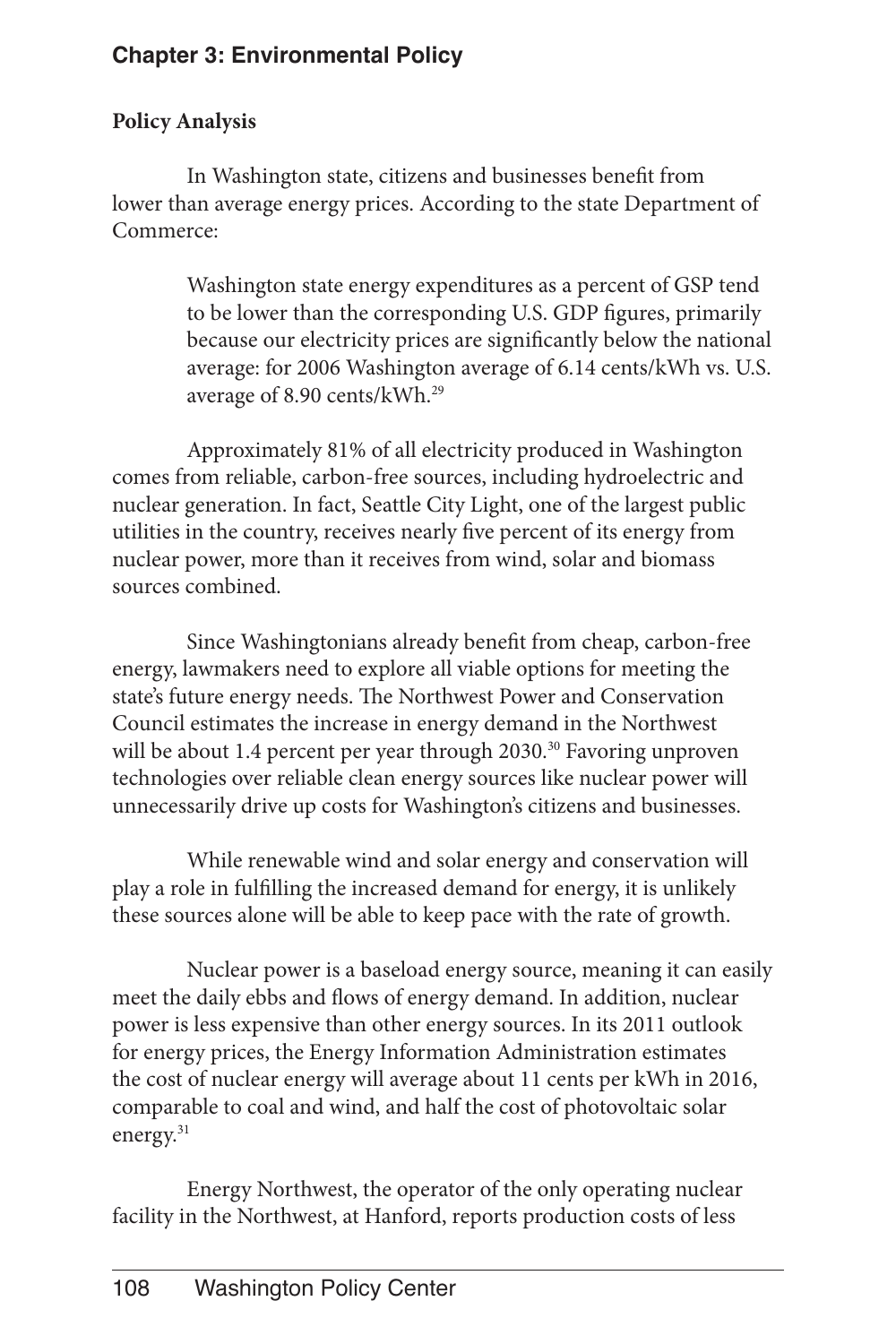### Policy Analysis

In Washington state, citizens and businesses benefit from lower than average energy prices. According to the state Department of Commerce:

> Washington state energy expenditures as a percent of GSP tend to be lower than the corresponding U.S. GDP figures, primarily because our electricity prices are significantly below the national average: for 2006 Washington average of 6.14 cents/kWh vs. U.S. average of 8.90 cents/kWh.[29]

Approximately 81% of all electricity produced in Washington comes from reliable, carbon-free sources, including hydroelectric and nuclear generation. In fact, Seattle City Light, one of the largest public utilities in the country, receives nearly five percent of its energy from nuclear power, more than it receives from wind, solar and biomass sources combined.

Since Washingtonians already benefit from cheap, carbon-free energy, lawmakers need to explore all viable options for meeting the state's future energy needs. The Northwest Power and Conservation Council estimates the increase in energy demand in the Northwest will be about 1.4 percent per year through 2030.[30] Favoring unproven technologies over reliable clean energy sources like nuclear power will unnecessarily drive up costs for Washington's citizens and businesses.

While renewable wind and solar energy and conservation will play a role in fulfilling the increased demand for energy, it is unlikely these sources alone will be able to keep pace with the rate of growth.

Nuclear power is a baseload energy source, meaning it can easily meet the daily ebbs and flows of energy demand. In addition, nuclear power is less expensive than other energy sources. In its 2011 outlook for energy prices, the Energy Information Administration estimates the cost of nuclear energy will average about 11 cents per kWh in 2016, comparable to coal and wind, and half the cost of photovoltaic solar energy.[31]

Energy Northwest, the operator of the only operating nuclear facility in the Northwest, at Hanford, reports production costs of less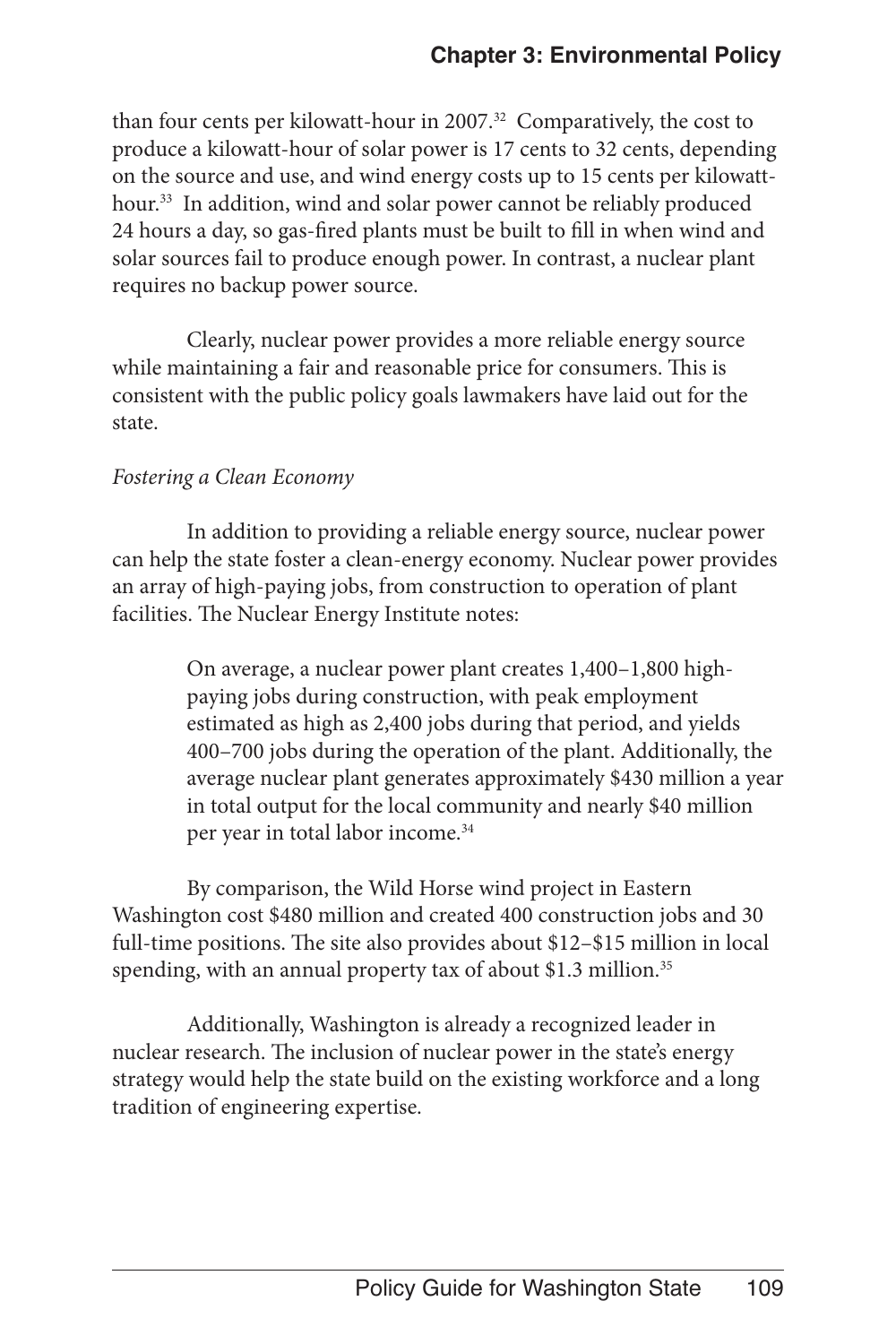than four cents per kilowatt-hour in 2007.[32] Comparatively, the cost to produce a kilowatt-hour of solar power is 17 cents to 32 cents, depending on the source and use, and wind energy costs up to 15 cents per kilowatt-hour.[33] In addition, wind and solar power cannot be reliably produced 24 hours a day, so gas-fired plants must be built to fill in when wind and solar sources fail to produce enough power. In contrast, a nuclear plant requires no backup power source.

Clearly, nuclear power provides a more reliable energy source while maintaining a fair and reasonable price for consumers. This is consistent with the public policy goals lawmakers have laid out for the state.

*Fostering a Clean Economy*

In addition to providing a reliable energy source, nuclear power can help the state foster a clean-energy economy. Nuclear power provides an array of high-paying jobs, from construction to operation of plant facilities. The Nuclear Energy Institute notes:

> On average, a nuclear power plant creates 1,400–1,800 high-paying jobs during construction, with peak employment estimated as high as 2,400 jobs during that period, and yields 400–700 jobs during the operation of the plant. Additionally, the average nuclear plant generates approximately $430 million a year in total output for the local community and nearly $40 million per year in total labor income.[34]

By comparison, the Wild Horse wind project in Eastern Washington cost $480 million and created 400 construction jobs and 30 full-time positions. The site also provides about $12–$15 million in local spending, with an annual property tax of about $1.3 million.[35]

Additionally, Washington is already a recognized leader in nuclear research. The inclusion of nuclear power in the state's energy strategy would help the state build on the existing workforce and a long tradition of engineering expertise.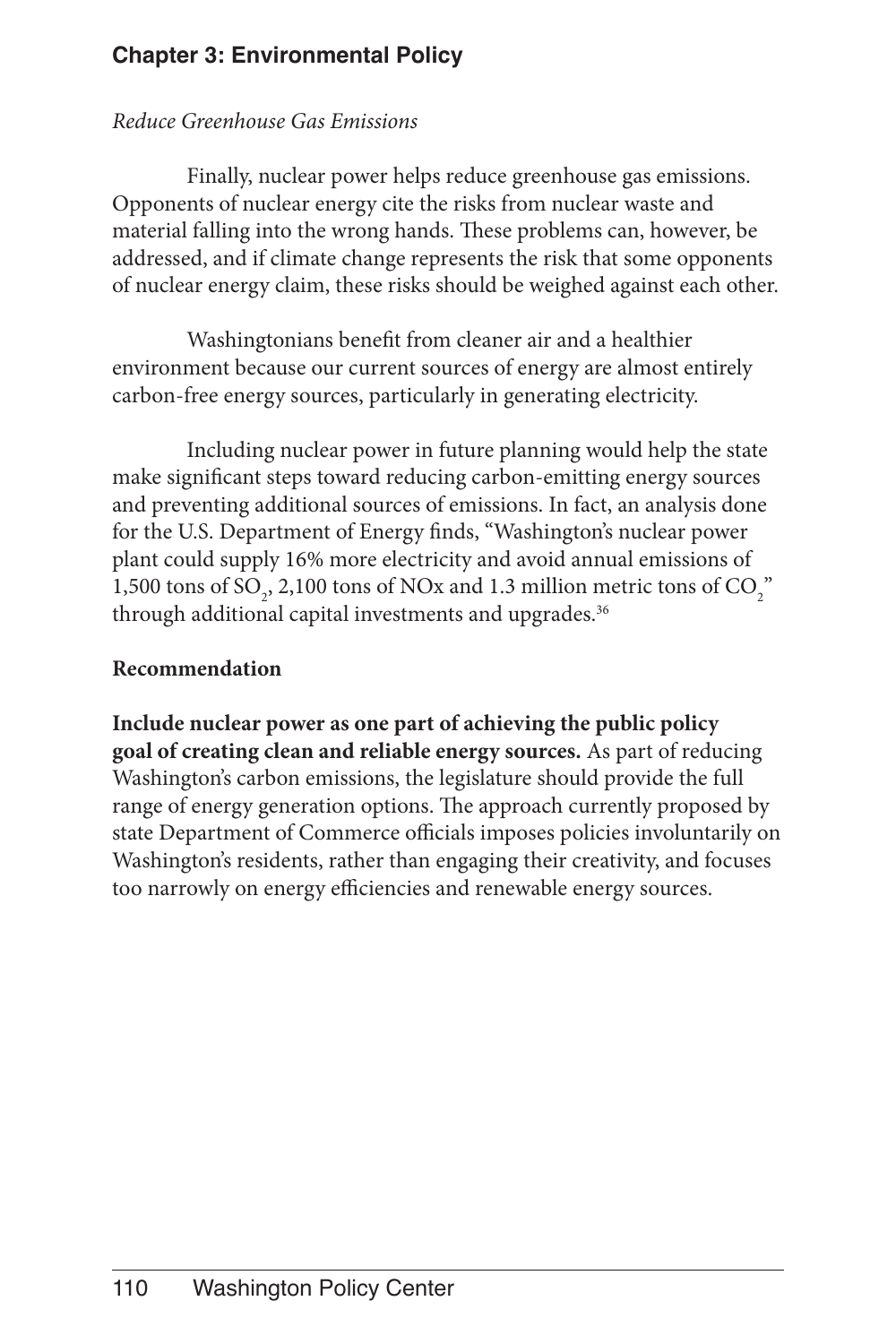*Reduce Greenhouse Gas Emissions*

Finally, nuclear power helps reduce greenhouse gas emissions. Opponents of nuclear energy cite the risks from nuclear waste and material falling into the wrong hands. These problems can, however, be addressed, and if climate change represents the risk that some opponents of nuclear energy claim, these risks should be weighed against each other.

Washingtonians benefit from cleaner air and a healthier environment because our current sources of energy are almost entirely carbon-free energy sources, particularly in generating electricity.

Including nuclear power in future planning would help the state make significant steps toward reducing carbon-emitting energy sources and preventing additional sources of emissions. In fact, an analysis done for the U.S. Department of Energy finds, "Washington's nuclear power plant could supply 16% more electricity and avoid annual emissions of 1,500 tons of $SO_2$, 2,100 tons of NOx and 1.3 million metric tons of $CO_2$" through additional capital investments and upgrades.[36]

**Recommendation**

**Include nuclear power as one part of achieving the public policy goal of creating clean and reliable energy sources.** As part of reducing Washington's carbon emissions, the legislature should provide the full range of energy generation options. The approach currently proposed by state Department of Commerce officials imposes policies involuntarily on Washington's residents, rather than engaging their creativity, and focuses too narrowly on energy efficiencies and renewable energy sources.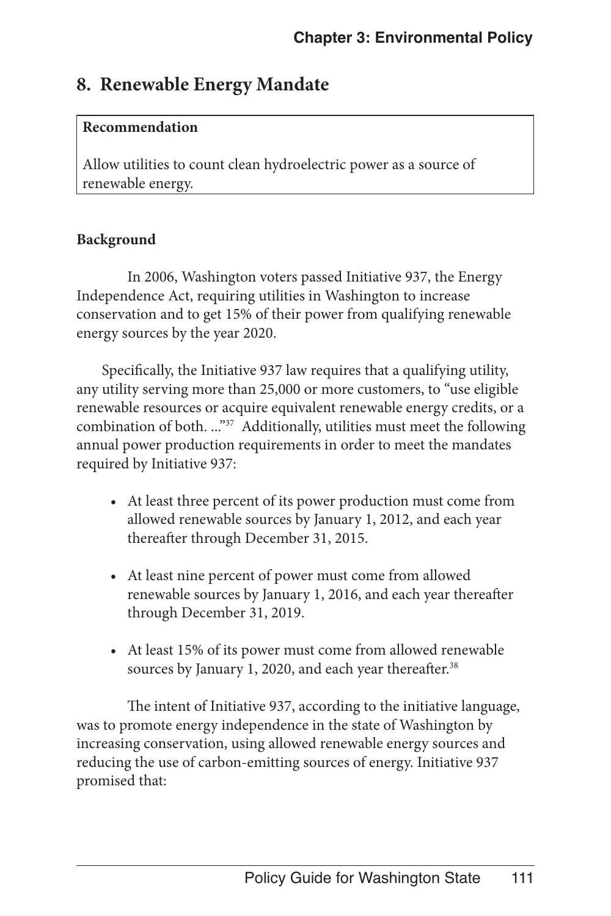## 8. Renewable Energy Mandate

**Recommendation**

Allow utilities to count clean hydroelectric power as a source of renewable energy.

**Background**

In 2006, Washington voters passed Initiative 937, the Energy Independence Act, requiring utilities in Washington to increase conservation and to get 15% of their power from qualifying renewable energy sources by the year 2020.

Specifically, the Initiative 937 law requires that a qualifying utility, any utility serving more than 25,000 or more customers, to "use eligible renewable resources or acquire equivalent renewable energy credits, or a combination of both. ..."[37] Additionally, utilities must meet the following annual power production requirements in order to meet the mandates required by Initiative 937:

- At least three percent of its power production must come from allowed renewable sources by January 1, 2012, and each year thereafter through December 31, 2015.
- At least nine percent of power must come from allowed renewable sources by January 1, 2016, and each year thereafter through December 31, 2019.
- At least 15% of its power must come from allowed renewable sources by January 1, 2020, and each year thereafter.[38]

The intent of Initiative 937, according to the initiative language, was to promote energy independence in the state of Washington by increasing conservation, using allowed renewable energy sources and reducing the use of carbon-emitting sources of energy. Initiative 937 promised that: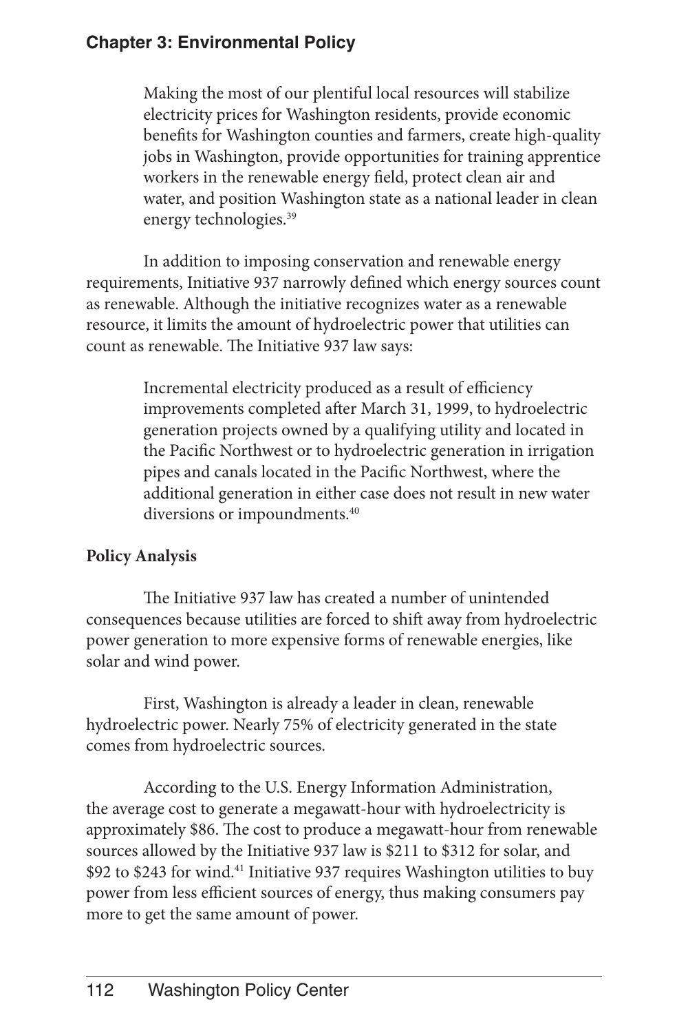> Making the most of our plentiful local resources will stabilize electricity prices for Washington residents, provide economic benefits for Washington counties and farmers, create high-quality jobs in Washington, provide opportunities for training apprentice workers in the renewable energy field, protect clean air and water, and position Washington state as a national leader in clean energy technologies.[39]

In addition to imposing conservation and renewable energy requirements, Initiative 937 narrowly defined which energy sources count as renewable. Although the initiative recognizes water as a renewable resource, it limits the amount of hydroelectric power that utilities can count as renewable. The Initiative 937 law says:

> Incremental electricity produced as a result of efficiency improvements completed after March 31, 1999, to hydroelectric generation projects owned by a qualifying utility and located in the Pacific Northwest or to hydroelectric generation in irrigation pipes and canals located in the Pacific Northwest, where the additional generation in either case does not result in new water diversions or impoundments.[40]

**Policy Analysis**

The Initiative 937 law has created a number of unintended consequences because utilities are forced to shift away from hydroelectric power generation to more expensive forms of renewable energies, like solar and wind power.

First, Washington is already a leader in clean, renewable hydroelectric power. Nearly 75% of electricity generated in the state comes from hydroelectric sources.

According to the U.S. Energy Information Administration, the average cost to generate a megawatt-hour with hydroelectricity is approximately $86. The cost to produce a megawatt-hour from renewable sources allowed by the Initiative 937 law is $211 to $312 for solar, and $92 to $243 for wind.[41] Initiative 937 requires Washington utilities to buy power from less efficient sources of energy, thus making consumers pay more to get the same amount of power.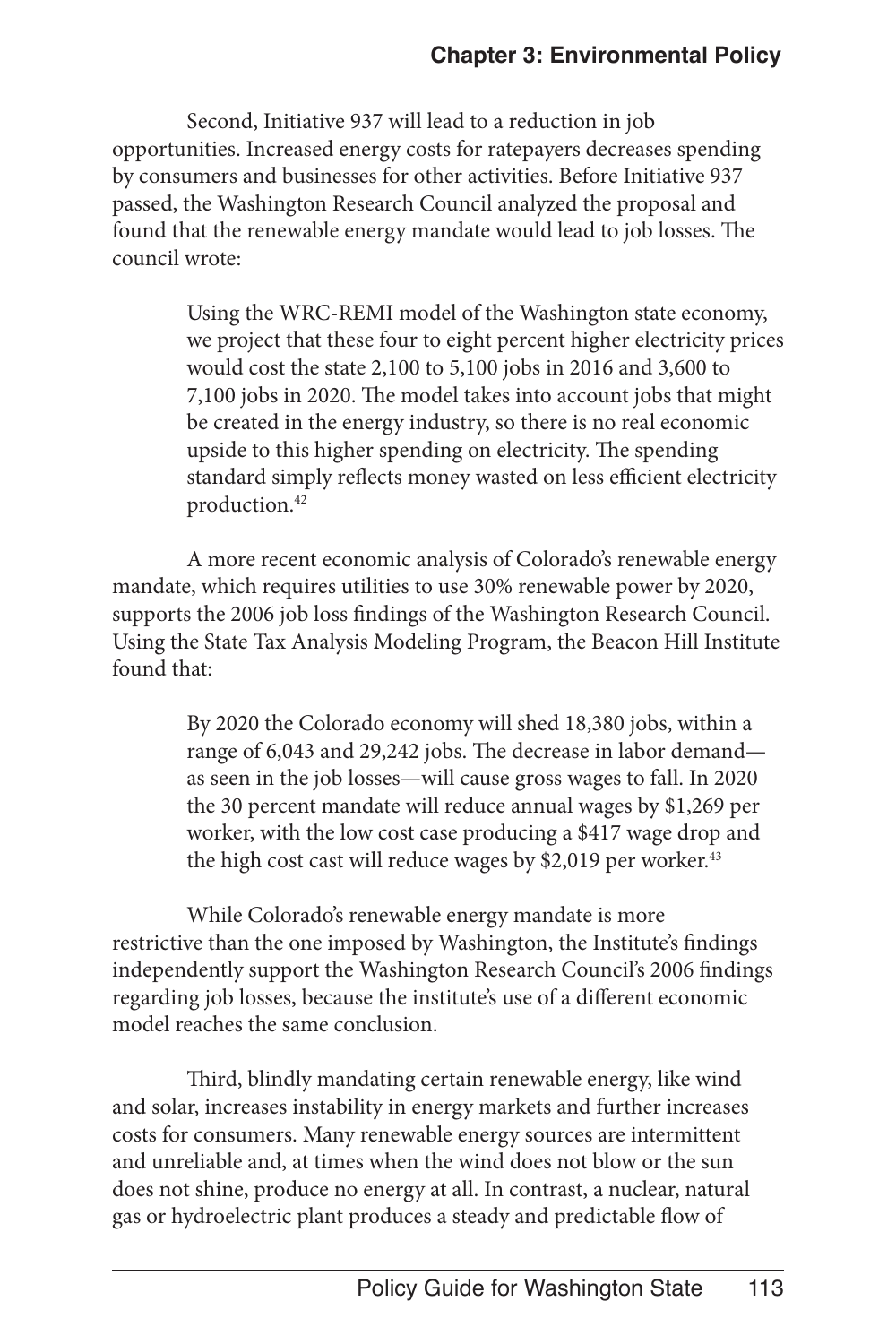Second, Initiative 937 will lead to a reduction in job opportunities. Increased energy costs for ratepayers decreases spending by consumers and businesses for other activities. Before Initiative 937 passed, the Washington Research Council analyzed the proposal and found that the renewable energy mandate would lead to job losses. The council wrote:

> Using the WRC-REMI model of the Washington state economy, we project that these four to eight percent higher electricity prices would cost the state 2,100 to 5,100 jobs in 2016 and 3,600 to 7,100 jobs in 2020. The model takes into account jobs that might be created in the energy industry, so there is no real economic upside to this higher spending on electricity. The spending standard simply reflects money wasted on less efficient electricity production.[42]

A more recent economic analysis of Colorado's renewable energy mandate, which requires utilities to use 30% renewable power by 2020, supports the 2006 job loss findings of the Washington Research Council. Using the State Tax Analysis Modeling Program, the Beacon Hill Institute found that:

> By 2020 the Colorado economy will shed 18,380 jobs, within a range of 6,043 and 29,242 jobs. The decrease in labor demand—as seen in the job losses—will cause gross wages to fall. In 2020 the 30 percent mandate will reduce annual wages by $1,269 per worker, with the low cost case producing a $417 wage drop and the high cost cast will reduce wages by $2,019 per worker.[43]

While Colorado's renewable energy mandate is more restrictive than the one imposed by Washington, the Institute's findings independently support the Washington Research Council's 2006 findings regarding job losses, because the institute's use of a different economic model reaches the same conclusion.

Third, blindly mandating certain renewable energy, like wind and solar, increases instability in energy markets and further increases costs for consumers. Many renewable energy sources are intermittent and unreliable and, at times when the wind does not blow or the sun does not shine, produce no energy at all. In contrast, a nuclear, natural gas or hydroelectric plant produces a steady and predictable flow of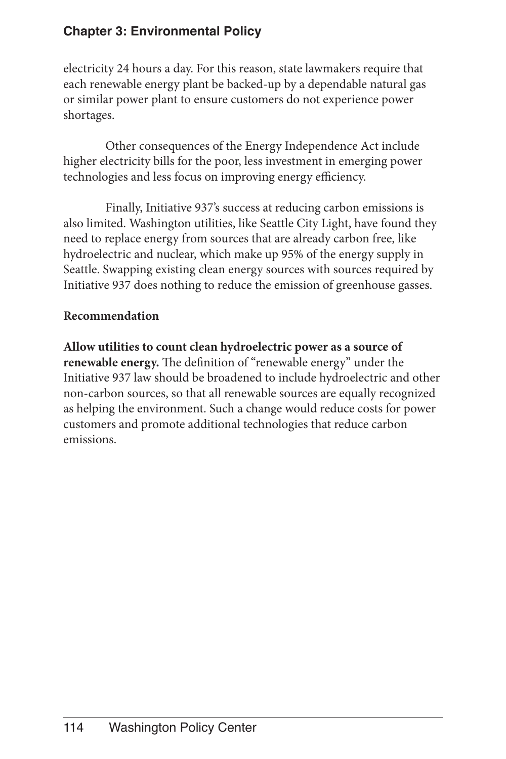electricity 24 hours a day. For this reason, state lawmakers require that each renewable energy plant be backed-up by a dependable natural gas or similar power plant to ensure customers do not experience power shortages.

Other consequences of the Energy Independence Act include higher electricity bills for the poor, less investment in emerging power technologies and less focus on improving energy efficiency.

Finally, Initiative 937's success at reducing carbon emissions is also limited. Washington utilities, like Seattle City Light, have found they need to replace energy from sources that are already carbon free, like hydroelectric and nuclear, which make up 95% of the energy supply in Seattle. Swapping existing clean energy sources with sources required by Initiative 937 does nothing to reduce the emission of greenhouse gasses.

**Recommendation**

**Allow utilities to count clean hydroelectric power as a source of renewable energy.** The definition of "renewable energy" under the Initiative 937 law should be broadened to include hydroelectric and other non-carbon sources, so that all renewable sources are equally recognized as helping the environment. Such a change would reduce costs for power customers and promote additional technologies that reduce carbon emissions.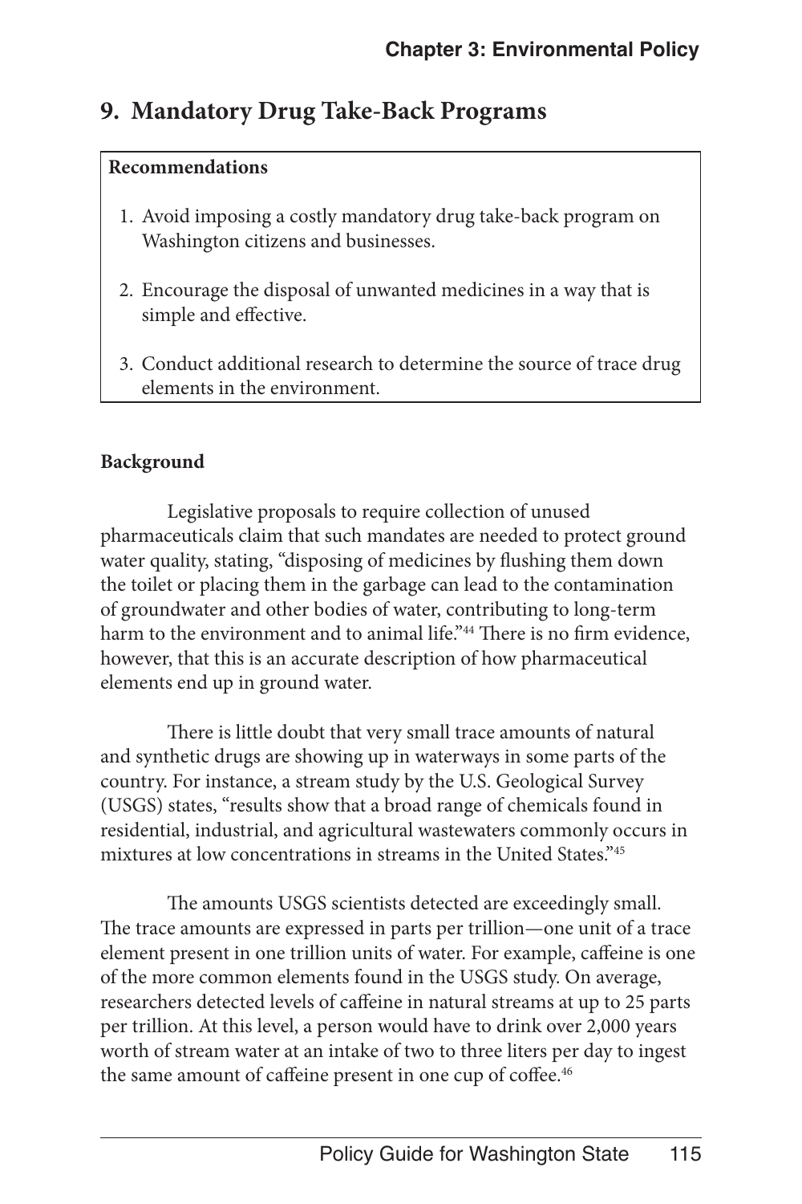## 9. Mandatory Drug Take-Back Programs

**Recommendations**

1. Avoid imposing a costly mandatory drug take-back program on Washington citizens and businesses.
2. Encourage the disposal of unwanted medicines in a way that is simple and effective.
3. Conduct additional research to determine the source of trace drug elements in the environment.

**Background**

Legislative proposals to require collection of unused pharmaceuticals claim that such mandates are needed to protect ground water quality, stating, "disposing of medicines by flushing them down the toilet or placing them in the garbage can lead to the contamination of groundwater and other bodies of water, contributing to long-term harm to the environment and to animal life."[44] There is no firm evidence, however, that this is an accurate description of how pharmaceutical elements end up in ground water.

There is little doubt that very small trace amounts of natural and synthetic drugs are showing up in waterways in some parts of the country. For instance, a stream study by the U.S. Geological Survey (USGS) states, "results show that a broad range of chemicals found in residential, industrial, and agricultural wastewaters commonly occurs in mixtures at low concentrations in streams in the United States."[45]

The amounts USGS scientists detected are exceedingly small. The trace amounts are expressed in parts per trillion—one unit of a trace element present in one trillion units of water. For example, caffeine is one of the more common elements found in the USGS study. On average, researchers detected levels of caffeine in natural streams at up to 25 parts per trillion. At this level, a person would have to drink over 2,000 years worth of stream water at an intake of two to three liters per day to ingest the same amount of caffeine present in one cup of coffee.[46]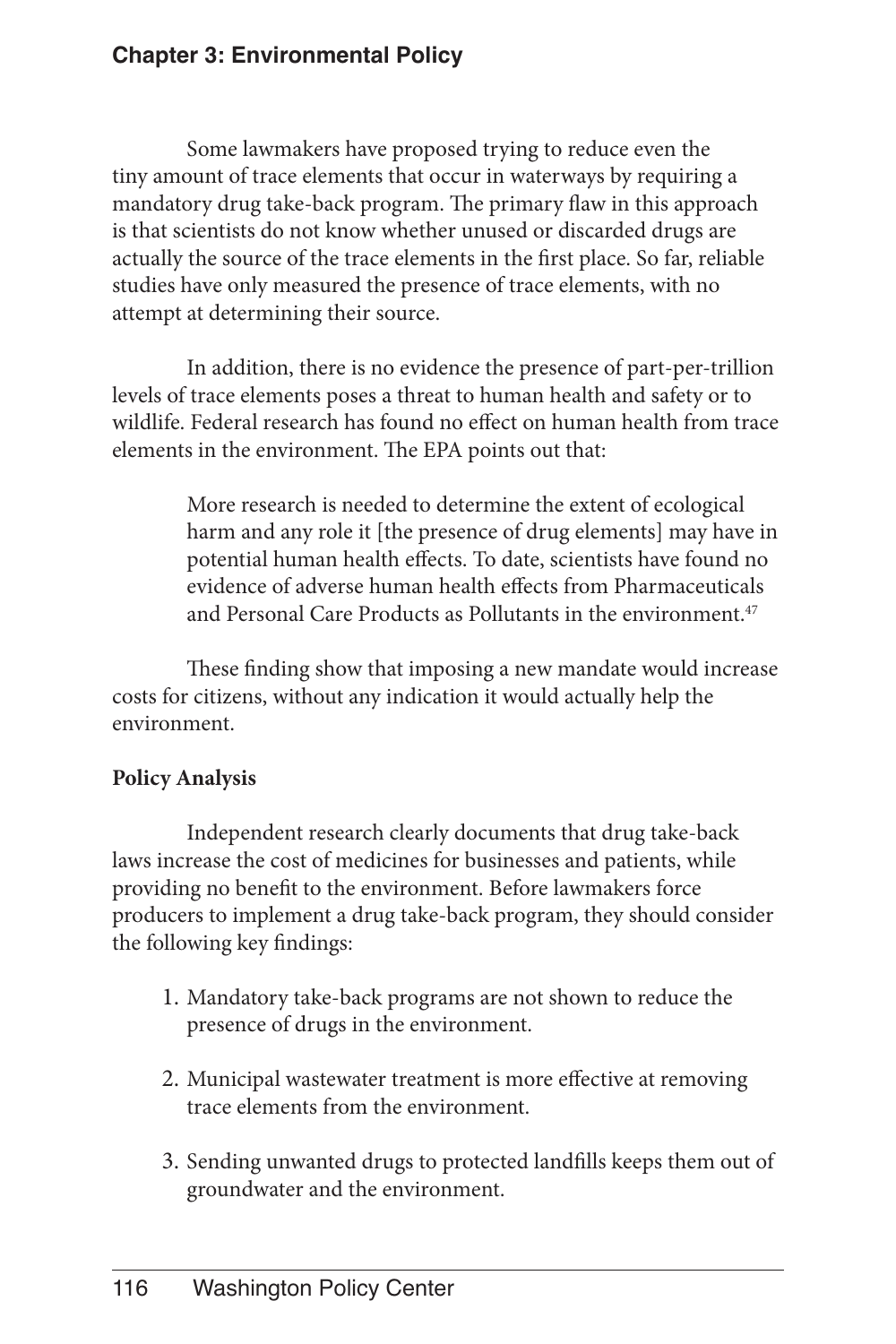Some lawmakers have proposed trying to reduce even the tiny amount of trace elements that occur in waterways by requiring a mandatory drug take-back program. The primary flaw in this approach is that scientists do not know whether unused or discarded drugs are actually the source of the trace elements in the first place. So far, reliable studies have only measured the presence of trace elements, with no attempt at determining their source.

In addition, there is no evidence the presence of part-per-trillion levels of trace elements poses a threat to human health and safety or to wildlife. Federal research has found no effect on human health from trace elements in the environment. The EPA points out that:

> More research is needed to determine the extent of ecological harm and any role it [the presence of drug elements] may have in potential human health effects. To date, scientists have found no evidence of adverse human health effects from Pharmaceuticals and Personal Care Products as Pollutants in the environment.[47]

These finding show that imposing a new mandate would increase costs for citizens, without any indication it would actually help the environment.

**Policy Analysis**

Independent research clearly documents that drug take-back laws increase the cost of medicines for businesses and patients, while providing no benefit to the environment. Before lawmakers force producers to implement a drug take-back program, they should consider the following key findings:

1. Mandatory take-back programs are not shown to reduce the presence of drugs in the environment.
2. Municipal wastewater treatment is more effective at removing trace elements from the environment.
3. Sending unwanted drugs to protected landfills keeps them out of groundwater and the environment.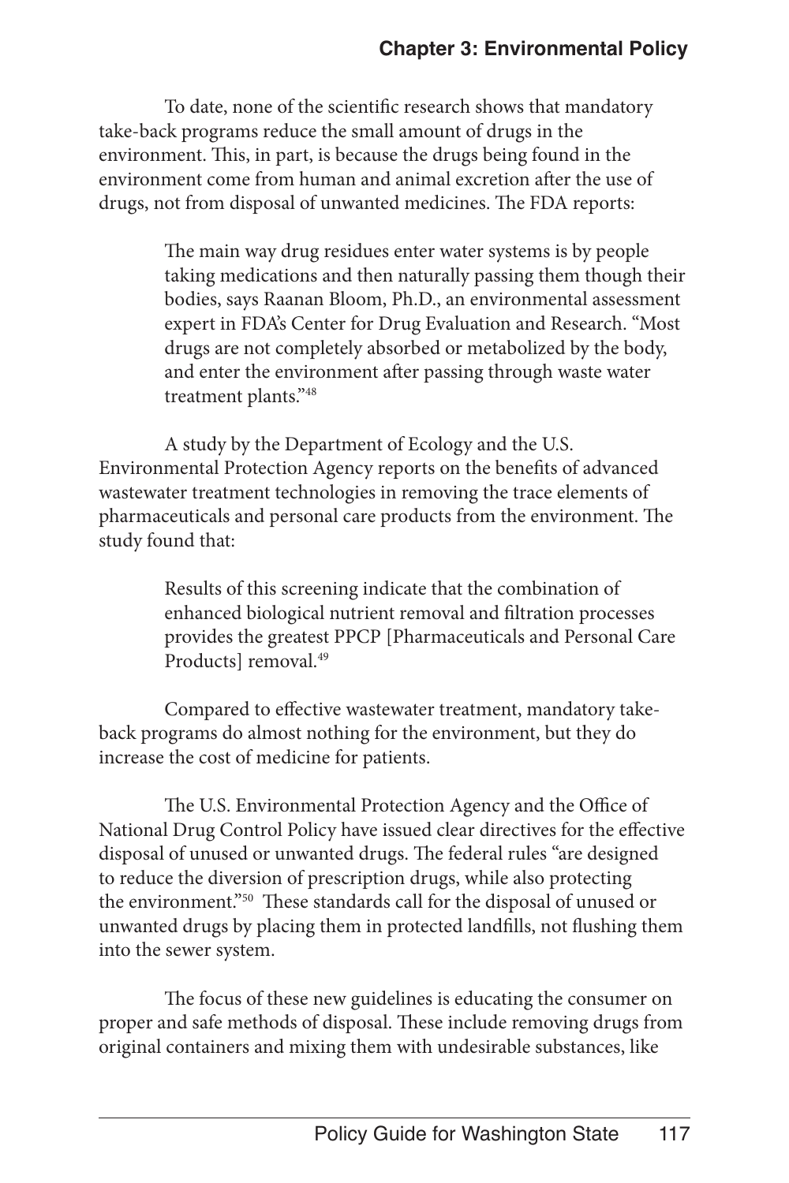To date, none of the scientific research shows that mandatory take-back programs reduce the small amount of drugs in the environment. This, in part, is because the drugs being found in the environment come from human and animal excretion after the use of drugs, not from disposal of unwanted medicines. The FDA reports:

> The main way drug residues enter water systems is by people taking medications and then naturally passing them though their bodies, says Raanan Bloom, Ph.D., an environmental assessment expert in FDA's Center for Drug Evaluation and Research. "Most drugs are not completely absorbed or metabolized by the body, and enter the environment after passing through waste water treatment plants."[48]

A study by the Department of Ecology and the U.S. Environmental Protection Agency reports on the benefits of advanced wastewater treatment technologies in removing the trace elements of pharmaceuticals and personal care products from the environment. The study found that:

> Results of this screening indicate that the combination of enhanced biological nutrient removal and filtration processes provides the greatest PPCP [Pharmaceuticals and Personal Care Products] removal.[49]

Compared to effective wastewater treatment, mandatory take-back programs do almost nothing for the environment, but they do increase the cost of medicine for patients.

The U.S. Environmental Protection Agency and the Office of National Drug Control Policy have issued clear directives for the effective disposal of unused or unwanted drugs. The federal rules "are designed to reduce the diversion of prescription drugs, while also protecting the environment."[50] These standards call for the disposal of unused or unwanted drugs by placing them in protected landfills, not flushing them into the sewer system.

The focus of these new guidelines is educating the consumer on proper and safe methods of disposal. These include removing drugs from original containers and mixing them with undesirable substances, like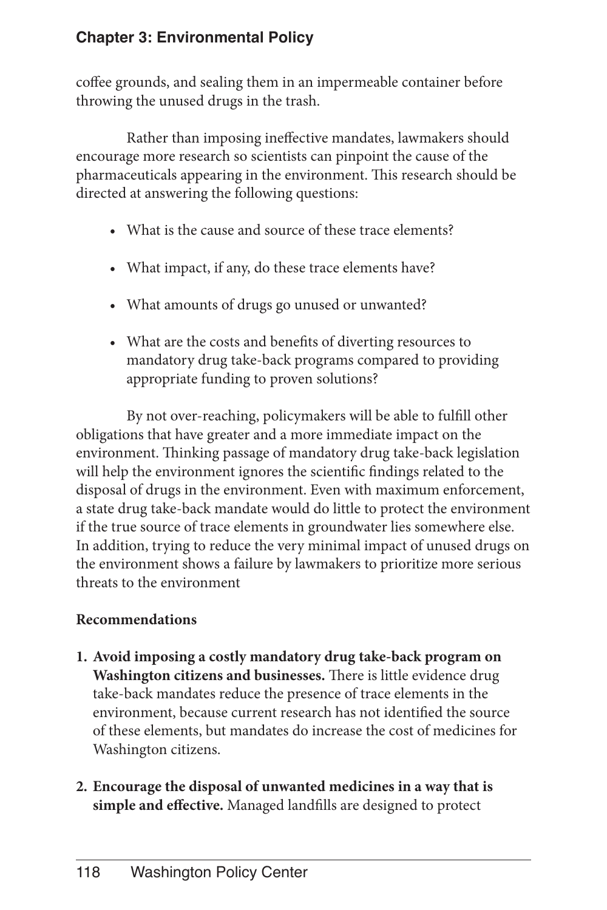coffee grounds, and sealing them in an impermeable container before throwing the unused drugs in the trash.

Rather than imposing ineffective mandates, lawmakers should encourage more research so scientists can pinpoint the cause of the pharmaceuticals appearing in the environment. This research should be directed at answering the following questions:

- What is the cause and source of these trace elements?
- What impact, if any, do these trace elements have?
- What amounts of drugs go unused or unwanted?
- What are the costs and benefits of diverting resources to mandatory drug take-back programs compared to providing appropriate funding to proven solutions?

By not over-reaching, policymakers will be able to fulfill other obligations that have greater and a more immediate impact on the environment. Thinking passage of mandatory drug take-back legislation will help the environment ignores the scientific findings related to the disposal of drugs in the environment. Even with maximum enforcement, a state drug take-back mandate would do little to protect the environment if the true source of trace elements in groundwater lies somewhere else. In addition, trying to reduce the very minimal impact of unused drugs on the environment shows a failure by lawmakers to prioritize more serious threats to the environment

**Recommendations**

1. **Avoid imposing a costly mandatory drug take-back program on Washington citizens and businesses.** There is little evidence drug take-back mandates reduce the presence of trace elements in the environment, because current research has not identified the source of these elements, but mandates do increase the cost of medicines for Washington citizens.

2. **Encourage the disposal of unwanted medicines in a way that is simple and effective.** Managed landfills are designed to protect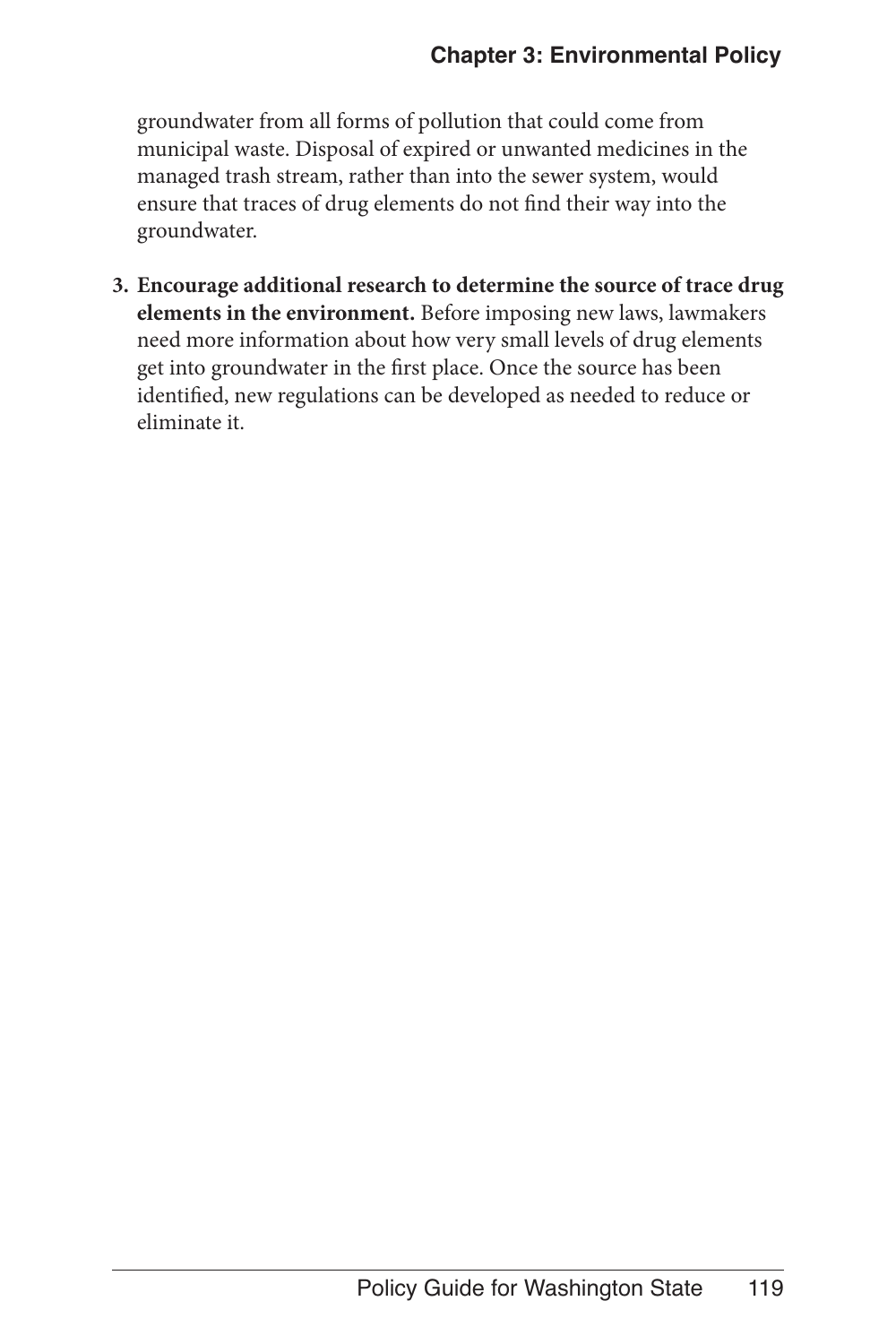groundwater from all forms of pollution that could come from municipal waste. Disposal of expired or unwanted medicines in the managed trash stream, rather than into the sewer system, would ensure that traces of drug elements do not find their way into the groundwater.

3. **Encourage additional research to determine the source of trace drug elements in the environment.** Before imposing new laws, lawmakers need more information about how very small levels of drug elements get into groundwater in the first place. Once the source has been identified, new regulations can be developed as needed to reduce or eliminate it.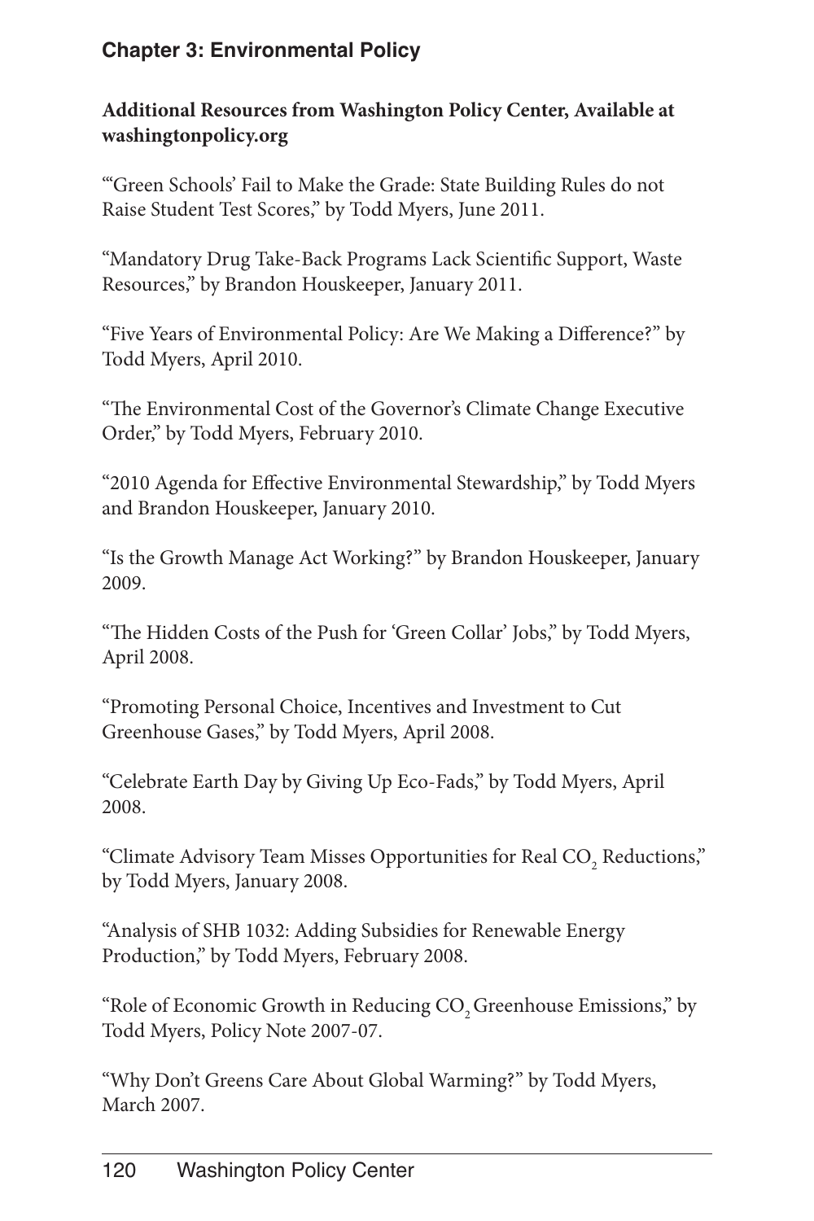**Additional Resources from Washington Policy Center, Available at washingtonpolicy.org**

"'Green Schools' Fail to Make the Grade: State Building Rules do not Raise Student Test Scores," by Todd Myers, June 2011.

"Mandatory Drug Take-Back Programs Lack Scientific Support, Waste Resources," by Brandon Houskeeper, January 2011.

"Five Years of Environmental Policy: Are We Making a Difference?" by Todd Myers, April 2010.

"The Environmental Cost of the Governor's Climate Change Executive Order," by Todd Myers, February 2010.

"2010 Agenda for Effective Environmental Stewardship," by Todd Myers and Brandon Houskeeper, January 2010.

"Is the Growth Manage Act Working?" by Brandon Houskeeper, January 2009.

"The Hidden Costs of the Push for 'Green Collar' Jobs," by Todd Myers, April 2008.

"Promoting Personal Choice, Incentives and Investment to Cut Greenhouse Gases," by Todd Myers, April 2008.

"Celebrate Earth Day by Giving Up Eco-Fads," by Todd Myers, April 2008.

"Climate Advisory Team Misses Opportunities for Real $CO_2$ Reductions," by Todd Myers, January 2008.

"Analysis of SHB 1032: Adding Subsidies for Renewable Energy Production," by Todd Myers, February 2008.

"Role of Economic Growth in Reducing $CO_2$ Greenhouse Emissions," by Todd Myers, Policy Note 2007-07.

"Why Don't Greens Care About Global Warming?" by Todd Myers, March 2007.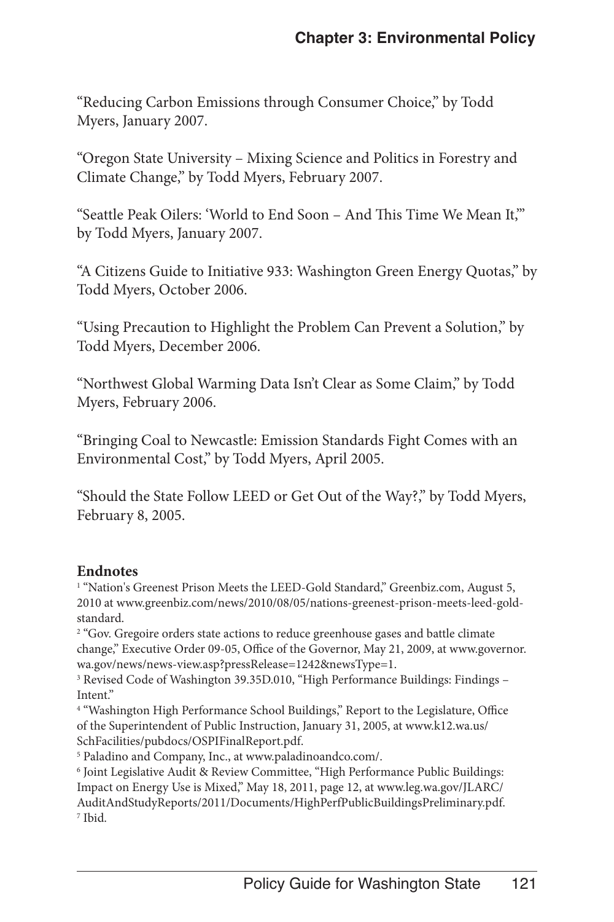"Reducing Carbon Emissions through Consumer Choice," by Todd Myers, January 2007.

"Oregon State University – Mixing Science and Politics in Forestry and Climate Change," by Todd Myers, February 2007.

"Seattle Peak Oilers: 'World to End Soon – And This Time We Mean It,'" by Todd Myers, January 2007.

"A Citizens Guide to Initiative 933: Washington Green Energy Quotas," by Todd Myers, October 2006.

"Using Precaution to Highlight the Problem Can Prevent a Solution," by Todd Myers, December 2006.

"Northwest Global Warming Data Isn't Clear as Some Claim," by Todd Myers, February 2006.

"Bringing Coal to Newcastle: Emission Standards Fight Comes with an Environmental Cost," by Todd Myers, April 2005.

"Should the State Follow LEED or Get Out of the Way?," by Todd Myers, February 8, 2005.

**Endnotes**

[1] "Nation's Greenest Prison Meets the LEED-Gold Standard," Greenbiz.com, August 5, 2010 at www.greenbiz.com/news/2010/08/05/nations-greenest-prison-meets-leed-gold-standard.

[2] "Gov. Gregoire orders state actions to reduce greenhouse gases and battle climate change," Executive Order 09-05, Office of the Governor, May 21, 2009, at www.governor.wa.gov/news/news-view.asp?pressRelease=1242&newsType=1.

[3] Revised Code of Washington 39.35D.010, "High Performance Buildings: Findings – Intent."

[4] "Washington High Performance School Buildings," Report to the Legislature, Office of the Superintendent of Public Instruction, January 31, 2005, at www.k12.wa.us/SchFacilities/pubdocs/OSPIFinalReport.pdf.

[5] Paladino and Company, Inc., at www.paladinoandco.com/.

[6] Joint Legislative Audit & Review Committee, "High Performance Public Buildings: Impact on Energy Use is Mixed," May 18, 2011, page 12, at www.leg.wa.gov/JLARC/AuditAndStudyReports/2011/Documents/HighPerfPublicBuildingsPreliminary.pdf.

[7] Ibid.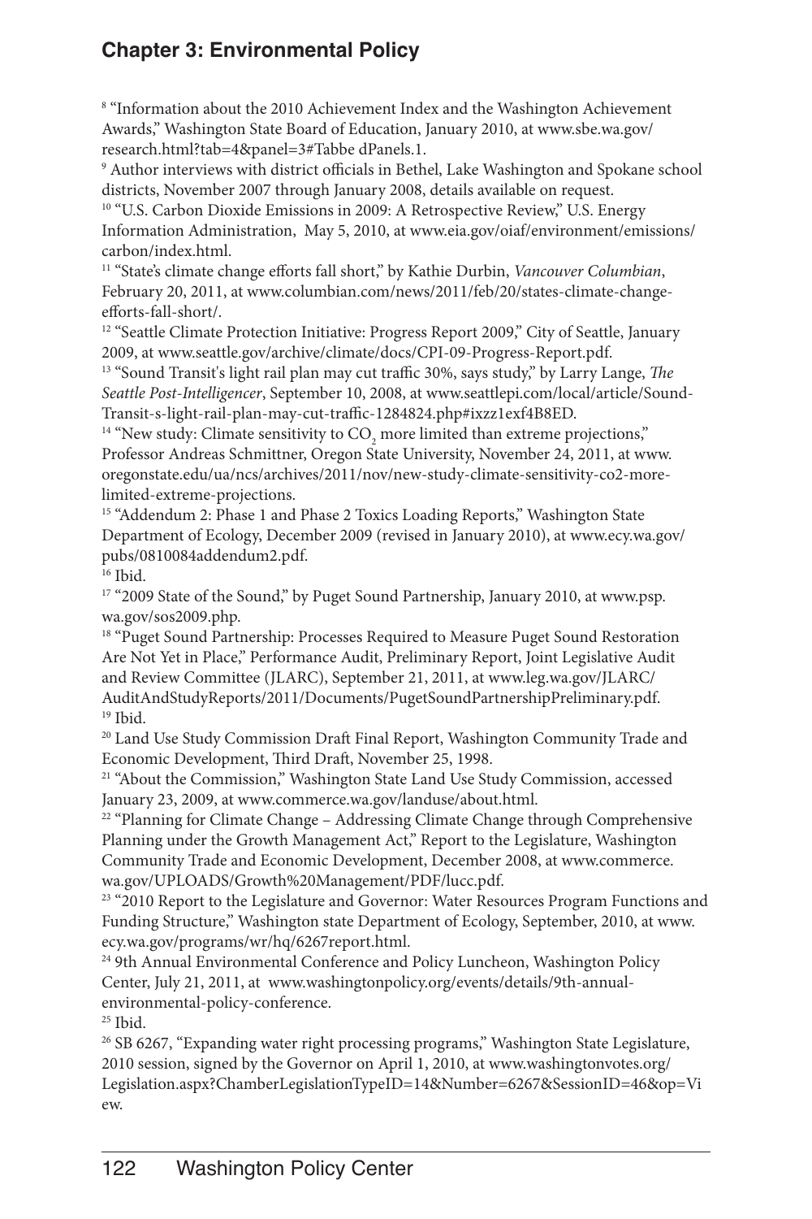[8] "Information about the 2010 Achievement Index and the Washington Achievement Awards," Washington State Board of Education, January 2010, at www.sbe.wa.gov/research.html?tab=4&panel=3#Tabbe dPanels.1.

[9] Author interviews with district officials in Bethel, Lake Washington and Spokane school districts, November 2007 through January 2008, details available on request.

[10] "U.S. Carbon Dioxide Emissions in 2009: A Retrospective Review," U.S. Energy Information Administration, May 5, 2010, at www.eia.gov/oiaf/environment/emissions/carbon/index.html.

[11] "State's climate change efforts fall short," by Kathie Durbin, *Vancouver Columbian*, February 20, 2011, at www.columbian.com/news/2011/feb/20/states-climate-change-efforts-fall-short/.

[12] "Seattle Climate Protection Initiative: Progress Report 2009," City of Seattle, January 2009, at www.seattle.gov/archive/climate/docs/CPI-09-Progress-Report.pdf.

[13] "Sound Transit's light rail plan may cut traffic 30%, says study," by Larry Lange, *The Seattle Post-Intelligencer*, September 10, 2008, at www.seattlepi.com/local/article/Sound-Transit-s-light-rail-plan-may-cut-traffic-1284824.php#ixzz1exf4B8ED.

[14] "New study: Climate sensitivity to $CO_2$ more limited than extreme projections," Professor Andreas Schmittner, Oregon State University, November 24, 2011, at www.oregonstate.edu/ua/ncs/archives/2011/nov/new-study-climate-sensitivity-co2-more-limited-extreme-projections.

[15] "Addendum 2: Phase 1 and Phase 2 Toxics Loading Reports," Washington State Department of Ecology, December 2009 (revised in January 2010), at www.ecy.wa.gov/pubs/0810084addendum2.pdf.

[16] Ibid.

[17] "2009 State of the Sound," by Puget Sound Partnership, January 2010, at www.psp.wa.gov/sos2009.php.

[18] "Puget Sound Partnership: Processes Required to Measure Puget Sound Restoration Are Not Yet in Place," Performance Audit, Preliminary Report, Joint Legislative Audit and Review Committee (JLARC), September 21, 2011, at www.leg.wa.gov/JLARC/AuditAndStudyReports/2011/Documents/PugetSoundPartnershipPreliminary.pdf.

[19] Ibid.

[20] Land Use Study Commission Draft Final Report, Washington Community Trade and Economic Development, Third Draft, November 25, 1998.

[21] "About the Commission," Washington State Land Use Study Commission, accessed January 23, 2009, at www.commerce.wa.gov/landuse/about.html.

[22] "Planning for Climate Change – Addressing Climate Change through Comprehensive Planning under the Growth Management Act," Report to the Legislature, Washington Community Trade and Economic Development, December 2008, at www.commerce.wa.gov/UPLOADS/Growth%20Management/PDF/lucc.pdf.

[23] "2010 Report to the Legislature and Governor: Water Resources Program Functions and Funding Structure," Washington state Department of Ecology, September, 2010, at www.ecy.wa.gov/programs/wr/hq/6267report.html.

[24] 9th Annual Environmental Conference and Policy Luncheon, Washington Policy Center, July 21, 2011, at www.washingtonpolicy.org/events/details/9th-annual-environmental-policy-conference.

[25] Ibid.

[26] SB 6267, "Expanding water right processing programs," Washington State Legislature, 2010 session, signed by the Governor on April 1, 2010, at www.washingtonvotes.org/Legislation.aspx?ChamberLegislationTypeID=14&Number=6267&SessionID=46&op=View.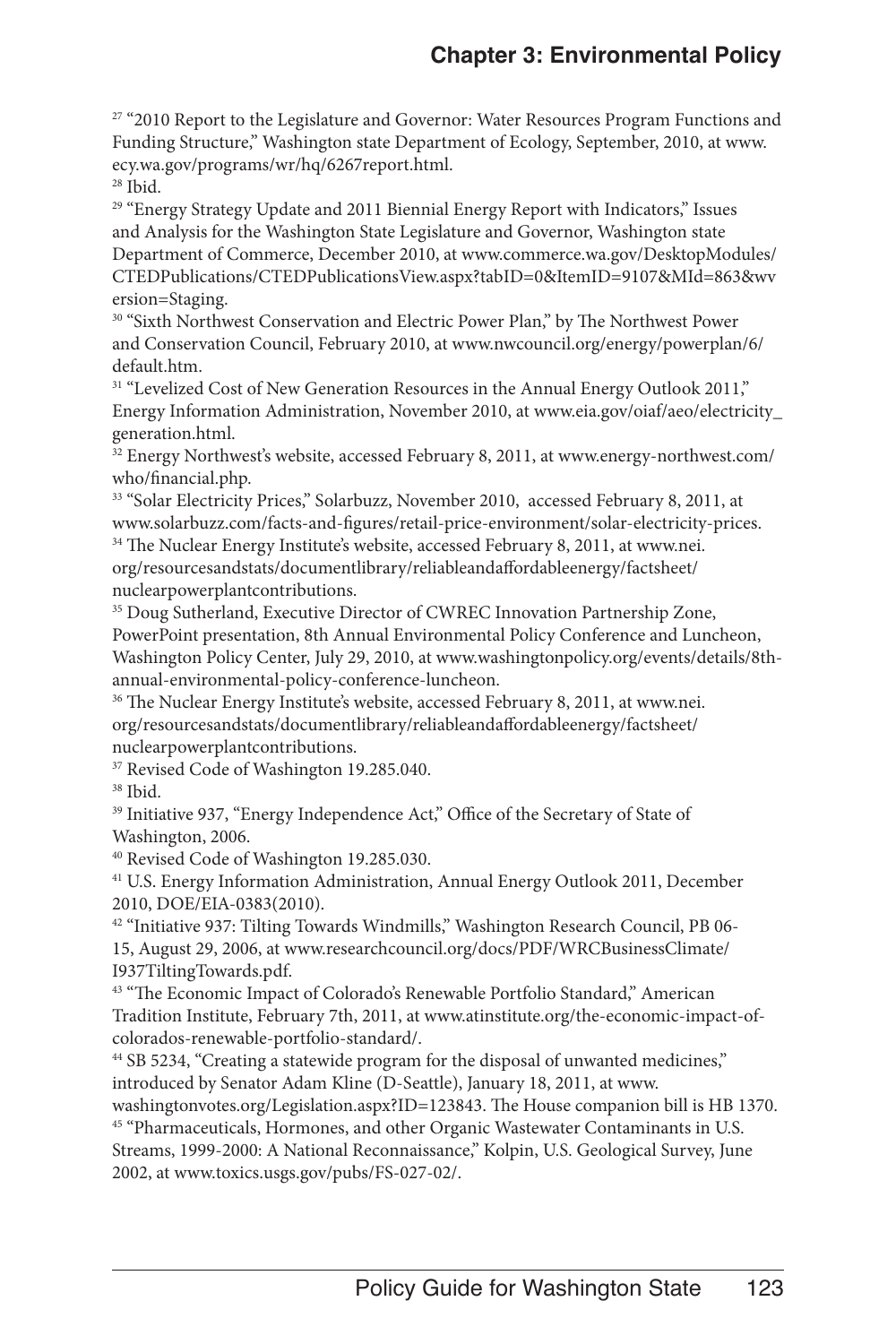[27] "2010 Report to the Legislature and Governor: Water Resources Program Functions and Funding Structure," Washington state Department of Ecology, September, 2010, at www.ecy.wa.gov/programs/wr/hq/6267report.html.

[28] Ibid.

[29] "Energy Strategy Update and 2011 Biennial Energy Report with Indicators," Issues and Analysis for the Washington State Legislature and Governor, Washington state Department of Commerce, December 2010, at www.commerce.wa.gov/DesktopModules/CTEDPublications/CTEDPublicationsView.aspx?tabID=0&ItemID=9107&MId=863&wversion=Staging.

[30] "Sixth Northwest Conservation and Electric Power Plan," by The Northwest Power and Conservation Council, February 2010, at www.nwcouncil.org/energy/powerplan/6/default.htm.

[31] "Levelized Cost of New Generation Resources in the Annual Energy Outlook 2011," Energy Information Administration, November 2010, at www.eia.gov/oiaf/aeo/electricity_generation.html.

[32] Energy Northwest's website, accessed February 8, 2011, at www.energy-northwest.com/who/financial.php.

[33] "Solar Electricity Prices," Solarbuzz, November 2010, accessed February 8, 2011, at www.solarbuzz.com/facts-and-figures/retail-price-environment/solar-electricity-prices.

[34] The Nuclear Energy Institute's website, accessed February 8, 2011, at www.nei.org/resourcesandstats/documentlibrary/reliableandaffordableenergy/factsheet/nuclearpowerplantcontributions.

[35] Doug Sutherland, Executive Director of CWREC Innovation Partnership Zone, PowerPoint presentation, 8th Annual Environmental Policy Conference and Luncheon, Washington Policy Center, July 29, 2010, at www.washingtonpolicy.org/events/details/8th-annual-environmental-policy-conference-luncheon.

[36] The Nuclear Energy Institute's website, accessed February 8, 2011, at www.nei.org/resourcesandstats/documentlibrary/reliableandaffordableenergy/factsheet/nuclearpowerplantcontributions.

[37] Revised Code of Washington 19.285.040.

[38] Ibid.

[39] Initiative 937, "Energy Independence Act," Office of the Secretary of State of Washington, 2006.

[40] Revised Code of Washington 19.285.030.

[41] U.S. Energy Information Administration, Annual Energy Outlook 2011, December 2010, DOE/EIA-0383(2010).

[42] "Initiative 937: Tilting Towards Windmills," Washington Research Council, PB 06-15, August 29, 2006, at www.researchcouncil.org/docs/PDF/WRCBusinessClimate/I937TiltingTowards.pdf.

[43] "The Economic Impact of Colorado's Renewable Portfolio Standard," American Tradition Institute, February 7th, 2011, at www.atinstitute.org/the-economic-impact-of-colorados-renewable-portfolio-standard/.

[44] SB 5234, "Creating a statewide program for the disposal of unwanted medicines," introduced by Senator Adam Kline (D-Seattle), January 18, 2011, at www.washingtonvotes.org/Legislation.aspx?ID=123843. The House companion bill is HB 1370.

[45] "Pharmaceuticals, Hormones, and other Organic Wastewater Contaminants in U.S. Streams, 1999-2000: A National Reconnaissance," Kolpin, U.S. Geological Survey, June 2002, at www.toxics.usgs.gov/pubs/FS-027-02/.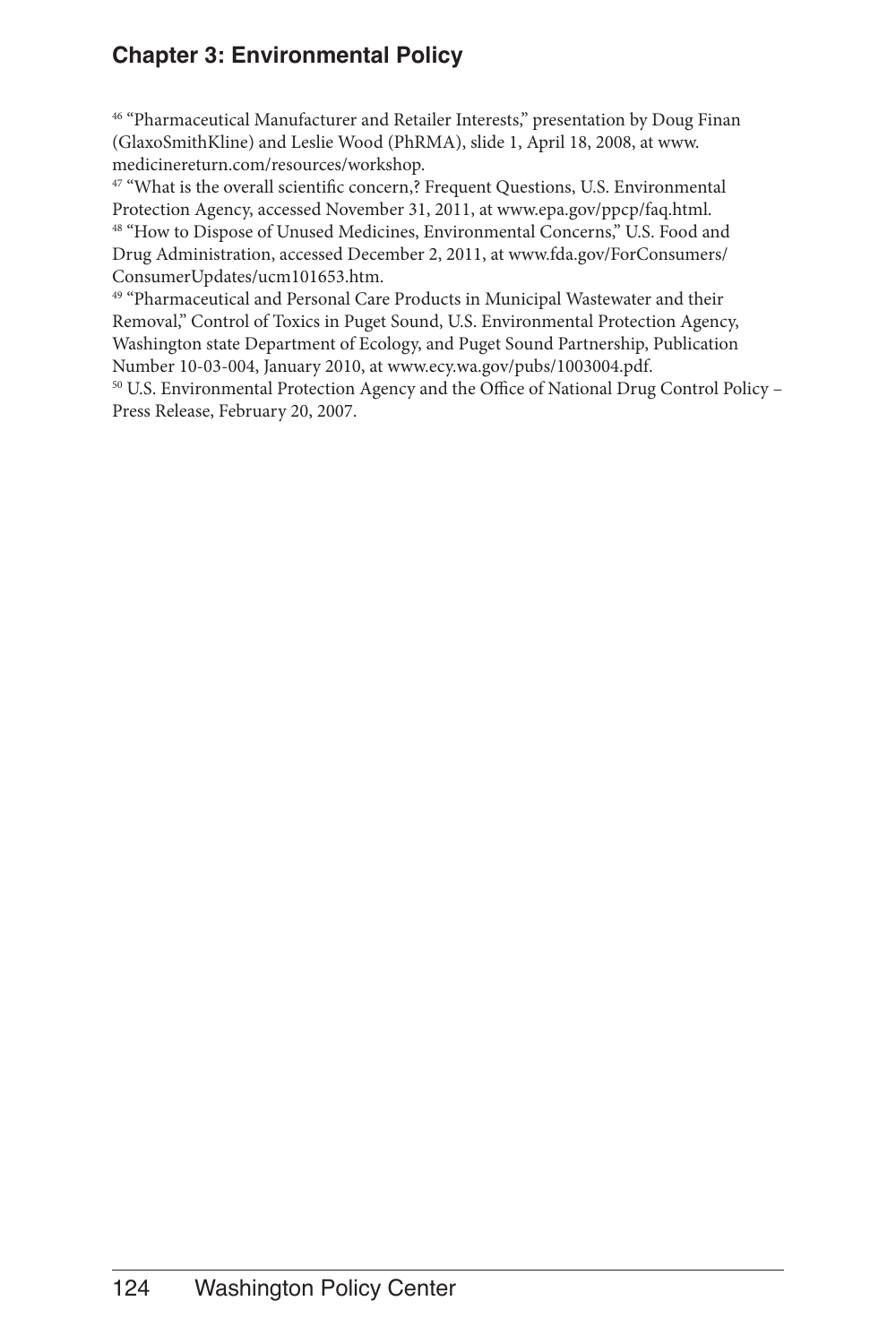[46] "Pharmaceutical Manufacturer and Retailer Interests," presentation by Doug Finan (GlaxoSmithKline) and Leslie Wood (PhRMA), slide 1, April 18, 2008, at www.medicinereturn.com/resources/workshop.

[47] "What is the overall scientific concern,? Frequent Questions, U.S. Environmental Protection Agency, accessed November 31, 2011, at www.epa.gov/ppcp/faq.html.

[48] "How to Dispose of Unused Medicines, Environmental Concerns," U.S. Food and Drug Administration, accessed December 2, 2011, at www.fda.gov/ForConsumers/ConsumerUpdates/ucm101653.htm.

[49] "Pharmaceutical and Personal Care Products in Municipal Wastewater and their Removal," Control of Toxics in Puget Sound, U.S. Environmental Protection Agency, Washington state Department of Ecology, and Puget Sound Partnership, Publication Number 10-03-004, January 2010, at www.ecy.wa.gov/pubs/1003004.pdf.

[50] U.S. Environmental Protection Agency and the Office of National Drug Control Policy – Press Release, February 20, 2007.